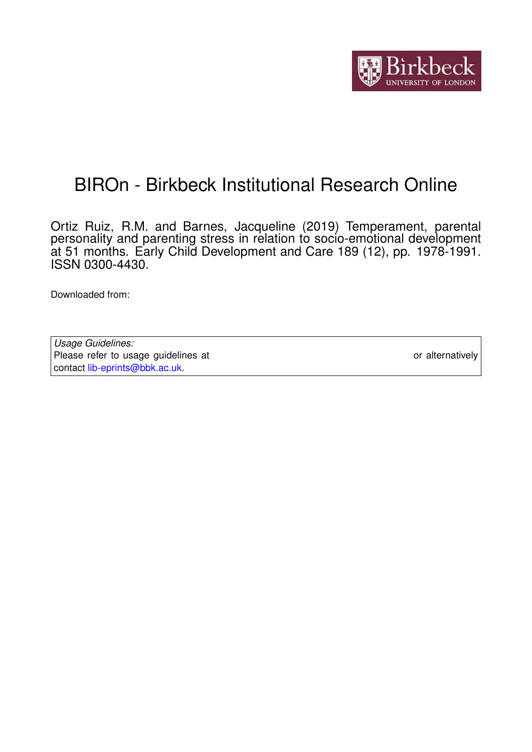# BIROn - Birkbeck Institutional Research Online

Ortiz Ruiz, R.M. and Barnes, Jacqueline (2019) Temperament, parental personality and parenting stress in relation to socio-emotional development at 51 months. Early Child Development and Care 189 (12), pp. 1978-1991. ISSN 0300-4430.

Downloaded from:

*Usage Guidelines:*
Please refer to usage guidelines at or alternatively contact lib-eprints@bbk.ac.uk.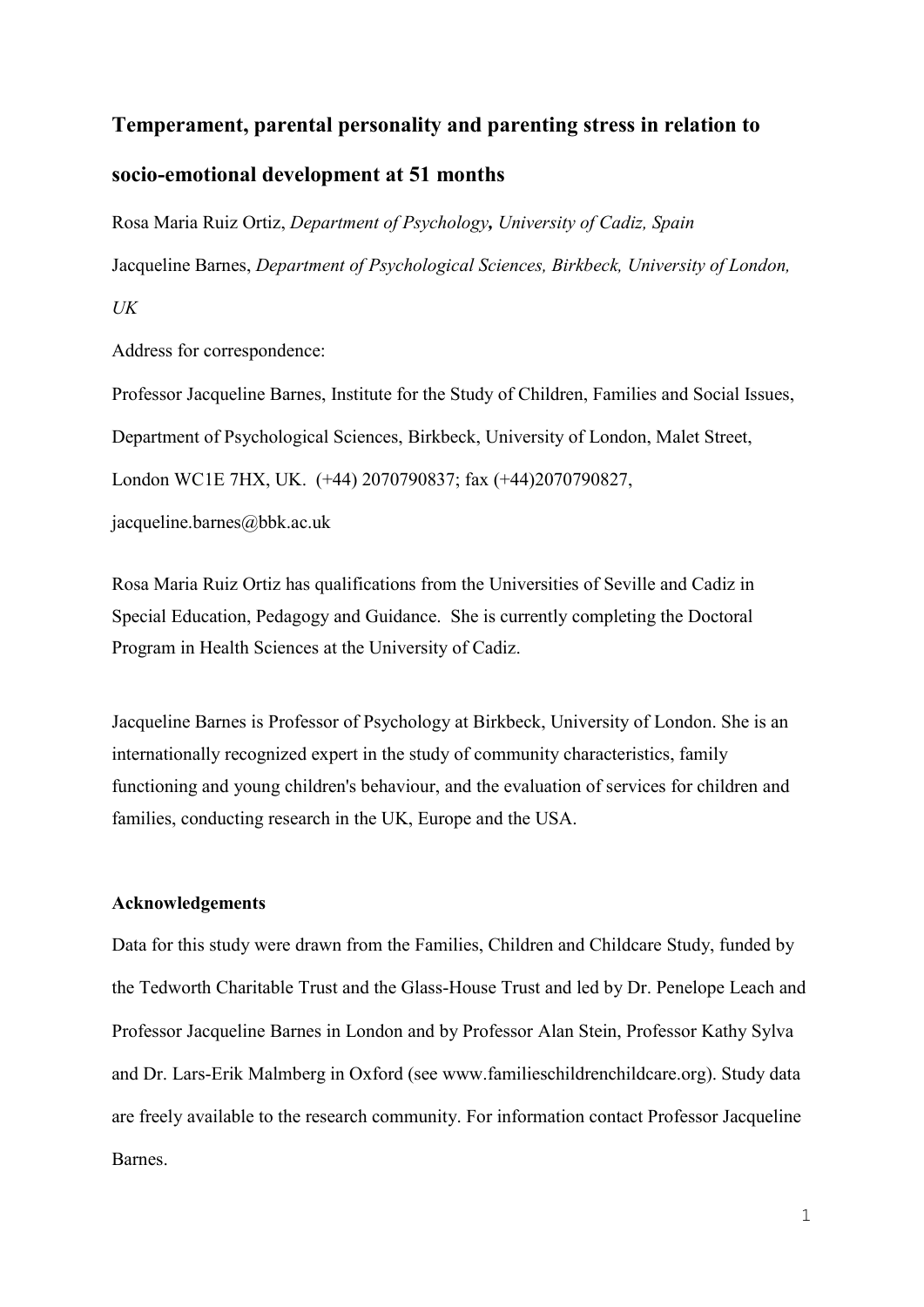# Temperament, parental personality and parenting stress in relation to socio-emotional development at 51 months

Rosa Maria Ruiz Ortiz, *Department of Psychology**,** University of Cadiz, Spain*

Jacqueline Barnes, *Department of Psychological Sciences, Birkbeck, University of London, UK*

Address for correspondence:

Professor Jacqueline Barnes, Institute for the Study of Children, Families and Social Issues, Department of Psychological Sciences, Birkbeck, University of London, Malet Street, London WC1E 7HX, UK. (+44) 2070790837; fax (+44)2070790827, jacqueline.barnes@bbk.ac.uk

Rosa Maria Ruiz Ortiz has qualifications from the Universities of Seville and Cadiz in Special Education, Pedagogy and Guidance. She is currently completing the Doctoral Program in Health Sciences at the University of Cadiz.

Jacqueline Barnes is Professor of Psychology at Birkbeck, University of London. She is an internationally recognized expert in the study of community characteristics, family functioning and young children's behaviour, and the evaluation of services for children and families, conducting research in the UK, Europe and the USA.

### Acknowledgements

Data for this study were drawn from the Families, Children and Childcare Study, funded by the Tedworth Charitable Trust and the Glass-House Trust and led by Dr. Penelope Leach and Professor Jacqueline Barnes in London and by Professor Alan Stein, Professor Kathy Sylva and Dr. Lars-Erik Malmberg in Oxford (see www.familieschildrenchildcare.org). Study data are freely available to the research community. For information contact Professor Jacqueline Barnes.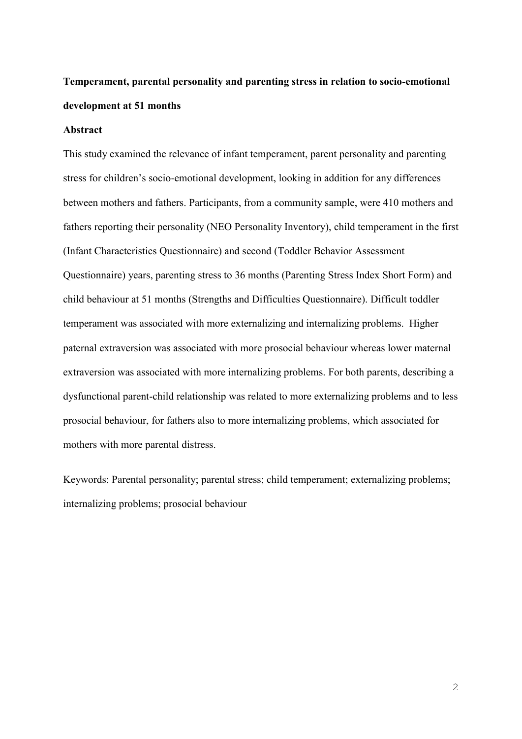**Temperament, parental personality and parenting stress in relation to socio-emotional development at 51 months**

**Abstract**

This study examined the relevance of infant temperament, parent personality and parenting stress for children's socio-emotional development, looking in addition for any differences between mothers and fathers. Participants, from a community sample, were 410 mothers and fathers reporting their personality (NEO Personality Inventory), child temperament in the first (Infant Characteristics Questionnaire) and second (Toddler Behavior Assessment Questionnaire) years, parenting stress to 36 months (Parenting Stress Index Short Form) and child behaviour at 51 months (Strengths and Difficulties Questionnaire). Difficult toddler temperament was associated with more externalizing and internalizing problems. Higher paternal extraversion was associated with more prosocial behaviour whereas lower maternal extraversion was associated with more internalizing problems. For both parents, describing a dysfunctional parent-child relationship was related to more externalizing problems and to less prosocial behaviour, for fathers also to more internalizing problems, which associated for mothers with more parental distress.

Keywords: Parental personality; parental stress; child temperament; externalizing problems; internalizing problems; prosocial behaviour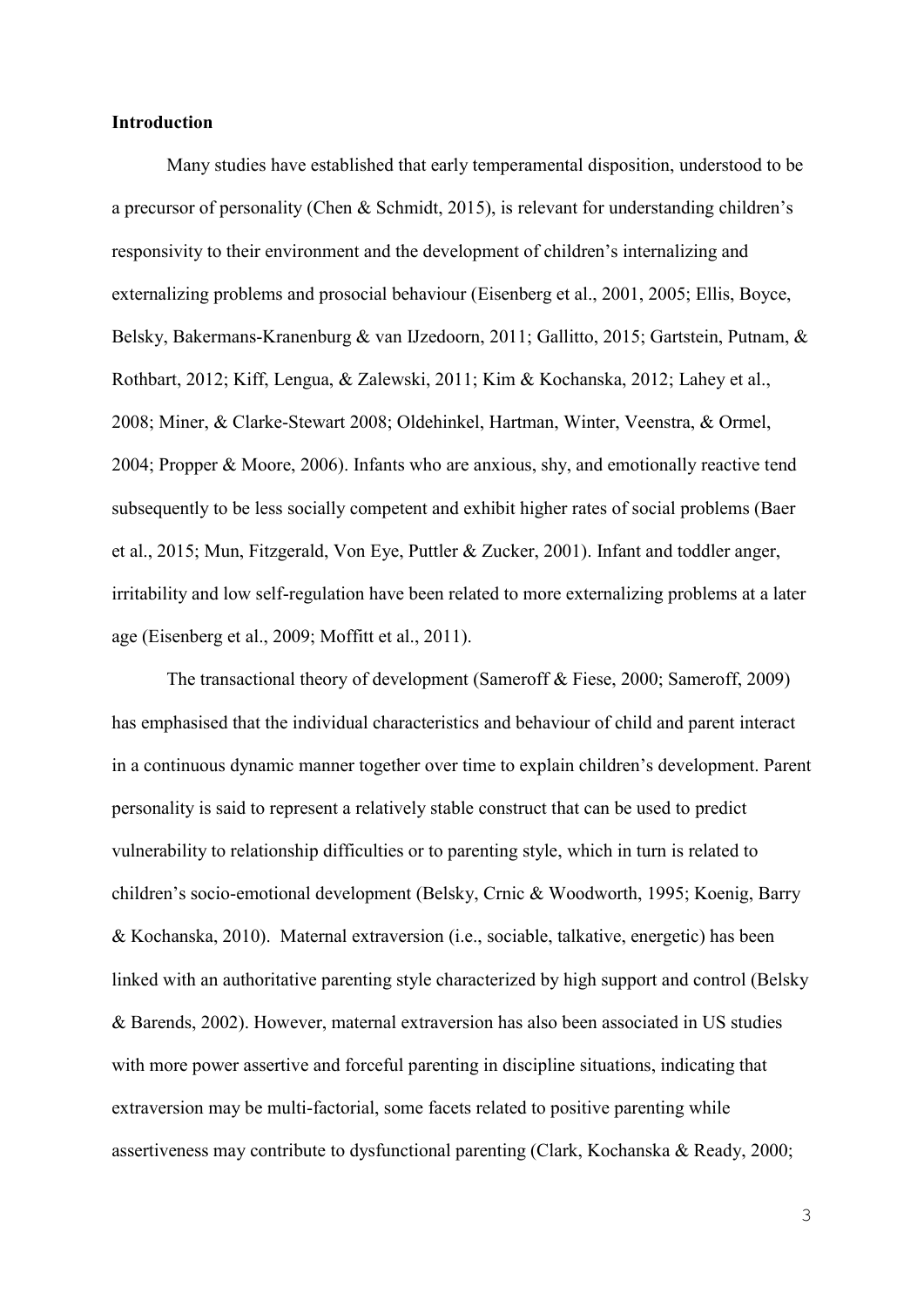**Introduction**

Many studies have established that early temperamental disposition, understood to be a precursor of personality (Chen & Schmidt, 2015), is relevant for understanding children's responsivity to their environment and the development of children's internalizing and externalizing problems and prosocial behaviour (Eisenberg et al., 2001, 2005; Ellis, Boyce, Belsky, Bakermans-Kranenburg & van IJzedoorn, 2011; Gallitto, 2015; Gartstein, Putnam, & Rothbart, 2012; Kiff, Lengua, & Zalewski, 2011; Kim & Kochanska, 2012; Lahey et al., 2008; Miner, & Clarke-Stewart 2008; Oldehinkel, Hartman, Winter, Veenstra, & Ormel, 2004; Propper & Moore, 2006). Infants who are anxious, shy, and emotionally reactive tend subsequently to be less socially competent and exhibit higher rates of social problems (Baer et al., 2015; Mun, Fitzgerald, Von Eye, Puttler & Zucker, 2001). Infant and toddler anger, irritability and low self-regulation have been related to more externalizing problems at a later age (Eisenberg et al., 2009; Moffitt et al., 2011).

The transactional theory of development (Sameroff & Fiese, 2000; Sameroff, 2009) has emphasised that the individual characteristics and behaviour of child and parent interact in a continuous dynamic manner together over time to explain children's development. Parent personality is said to represent a relatively stable construct that can be used to predict vulnerability to relationship difficulties or to parenting style, which in turn is related to children's socio-emotional development (Belsky, Crnic & Woodworth, 1995; Koenig, Barry & Kochanska, 2010). Maternal extraversion (i.e., sociable, talkative, energetic) has been linked with an authoritative parenting style characterized by high support and control (Belsky & Barends, 2002). However, maternal extraversion has also been associated in US studies with more power assertive and forceful parenting in discipline situations, indicating that extraversion may be multi-factorial, some facets related to positive parenting while assertiveness may contribute to dysfunctional parenting (Clark, Kochanska & Ready, 2000;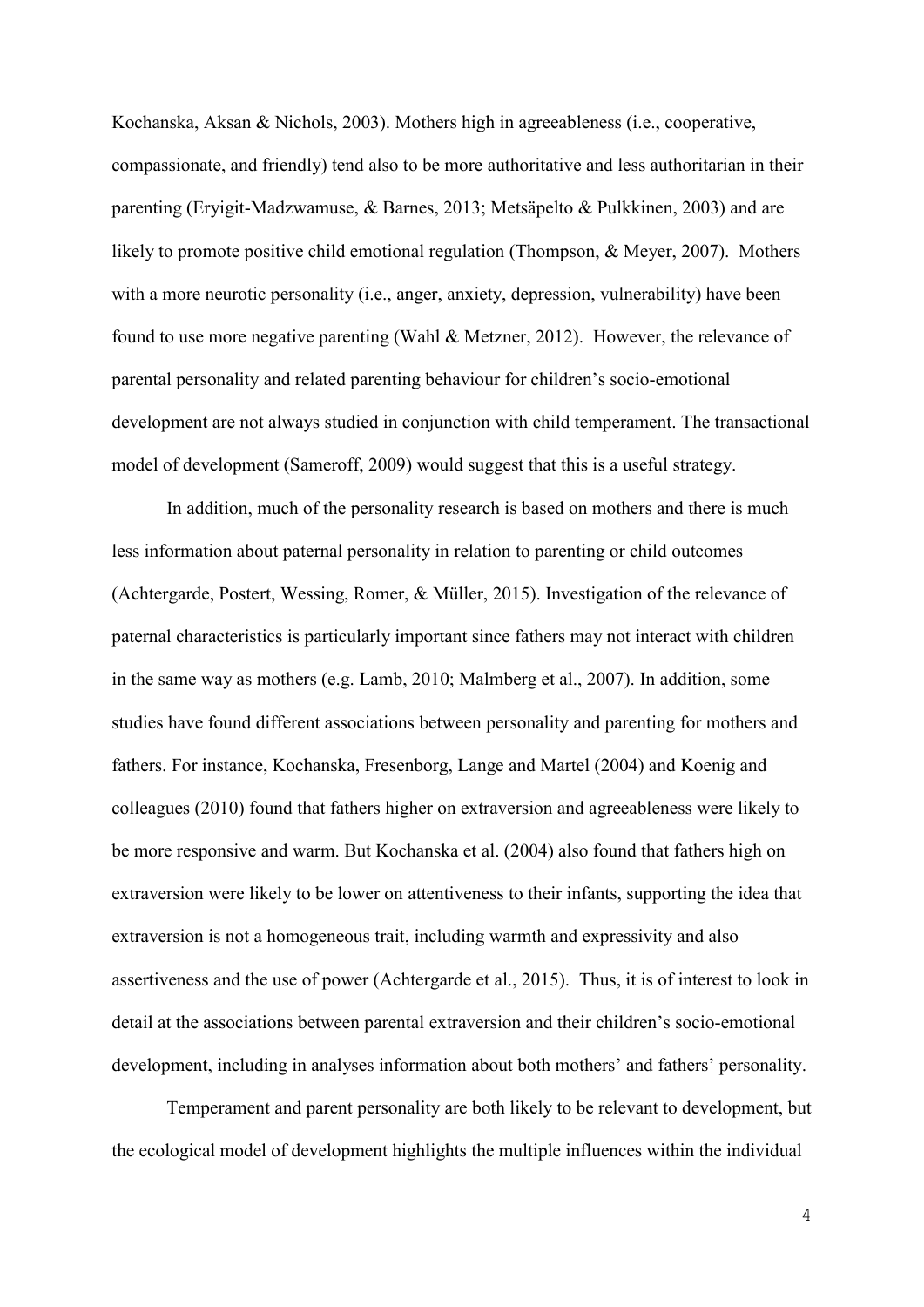Kochanska, Aksan & Nichols, 2003). Mothers high in agreeableness (i.e., cooperative, compassionate, and friendly) tend also to be more authoritative and less authoritarian in their parenting (Eryigit-Madzwamuse, & Barnes, 2013; Metsäpelto & Pulkkinen, 2003) and are likely to promote positive child emotional regulation (Thompson, & Meyer, 2007). Mothers with a more neurotic personality (i.e., anger, anxiety, depression, vulnerability) have been found to use more negative parenting (Wahl & Metzner, 2012). However, the relevance of parental personality and related parenting behaviour for children's socio-emotional development are not always studied in conjunction with child temperament. The transactional model of development (Sameroff, 2009) would suggest that this is a useful strategy.

In addition, much of the personality research is based on mothers and there is much less information about paternal personality in relation to parenting or child outcomes (Achtergarde, Postert, Wessing, Romer, & Müller, 2015). Investigation of the relevance of paternal characteristics is particularly important since fathers may not interact with children in the same way as mothers (e.g. Lamb, 2010; Malmberg et al., 2007). In addition, some studies have found different associations between personality and parenting for mothers and fathers. For instance, Kochanska, Fresenborg, Lange and Martel (2004) and Koenig and colleagues (2010) found that fathers higher on extraversion and agreeableness were likely to be more responsive and warm. But Kochanska et al. (2004) also found that fathers high on extraversion were likely to be lower on attentiveness to their infants, supporting the idea that extraversion is not a homogeneous trait, including warmth and expressivity and also assertiveness and the use of power (Achtergarde et al., 2015). Thus, it is of interest to look in detail at the associations between parental extraversion and their children's socio-emotional development, including in analyses information about both mothers' and fathers' personality.

Temperament and parent personality are both likely to be relevant to development, but the ecological model of development highlights the multiple influences within the individual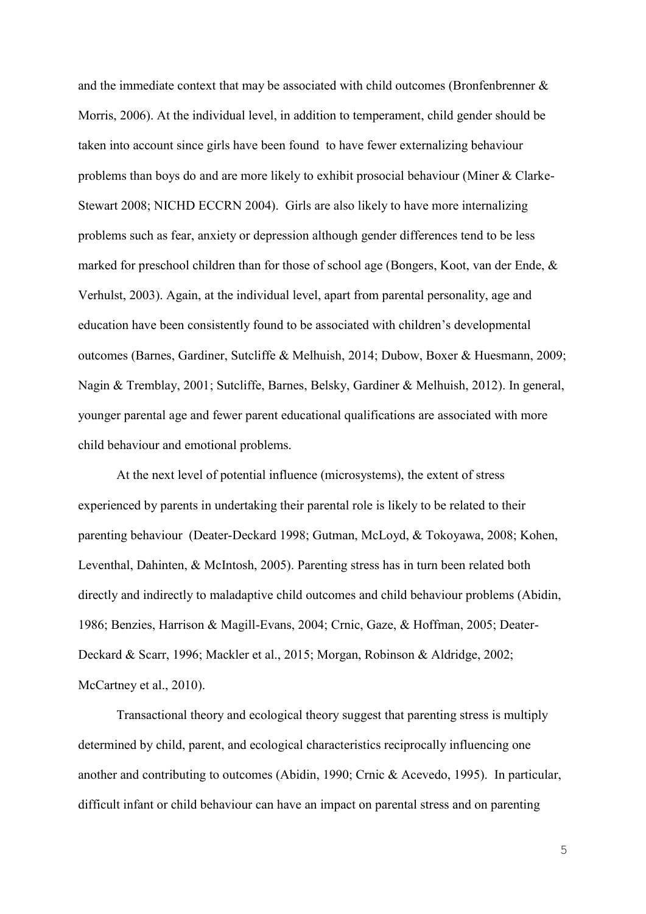and the immediate context that may be associated with child outcomes (Bronfenbrenner & Morris, 2006). At the individual level, in addition to temperament, child gender should be taken into account since girls have been found to have fewer externalizing behaviour problems than boys do and are more likely to exhibit prosocial behaviour (Miner & Clarke-Stewart 2008; NICHD ECCRN 2004). Girls are also likely to have more internalizing problems such as fear, anxiety or depression although gender differences tend to be less marked for preschool children than for those of school age (Bongers, Koot, van der Ende, & Verhulst, 2003). Again, at the individual level, apart from parental personality, age and education have been consistently found to be associated with children's developmental outcomes (Barnes, Gardiner, Sutcliffe & Melhuish, 2014; Dubow, Boxer & Huesmann, 2009; Nagin & Tremblay, 2001; Sutcliffe, Barnes, Belsky, Gardiner & Melhuish, 2012). In general, younger parental age and fewer parent educational qualifications are associated with more child behaviour and emotional problems.

At the next level of potential influence (microsystems), the extent of stress experienced by parents in undertaking their parental role is likely to be related to their parenting behaviour (Deater-Deckard 1998; Gutman, McLoyd, & Tokoyawa, 2008; Kohen, Leventhal, Dahinten, & McIntosh, 2005). Parenting stress has in turn been related both directly and indirectly to maladaptive child outcomes and child behaviour problems (Abidin, 1986; Benzies, Harrison & Magill-Evans, 2004; Crnic, Gaze, & Hoffman, 2005; Deater-Deckard & Scarr, 1996; Mackler et al., 2015; Morgan, Robinson & Aldridge, 2002; McCartney et al., 2010).

Transactional theory and ecological theory suggest that parenting stress is multiply determined by child, parent, and ecological characteristics reciprocally influencing one another and contributing to outcomes (Abidin, 1990; Crnic & Acevedo, 1995). In particular, difficult infant or child behaviour can have an impact on parental stress and on parenting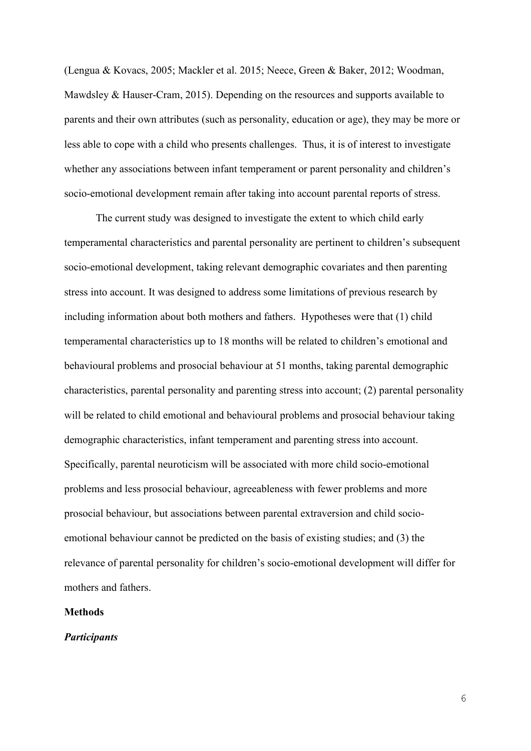(Lengua & Kovacs, 2005; Mackler et al. 2015; Neece, Green & Baker, 2012; Woodman, Mawdsley & Hauser-Cram, 2015). Depending on the resources and supports available to parents and their own attributes (such as personality, education or age), they may be more or less able to cope with a child who presents challenges. Thus, it is of interest to investigate whether any associations between infant temperament or parent personality and children's socio-emotional development remain after taking into account parental reports of stress.

The current study was designed to investigate the extent to which child early temperamental characteristics and parental personality are pertinent to children's subsequent socio-emotional development, taking relevant demographic covariates and then parenting stress into account. It was designed to address some limitations of previous research by including information about both mothers and fathers. Hypotheses were that (1) child temperamental characteristics up to 18 months will be related to children's emotional and behavioural problems and prosocial behaviour at 51 months, taking parental demographic characteristics, parental personality and parenting stress into account; (2) parental personality will be related to child emotional and behavioural problems and prosocial behaviour taking demographic characteristics, infant temperament and parenting stress into account. Specifically, parental neuroticism will be associated with more child socio-emotional problems and less prosocial behaviour, agreeableness with fewer problems and more prosocial behaviour, but associations between parental extraversion and child socio-emotional behaviour cannot be predicted on the basis of existing studies; and (3) the relevance of parental personality for children's socio-emotional development will differ for mothers and fathers.

## Methods

### *Participants*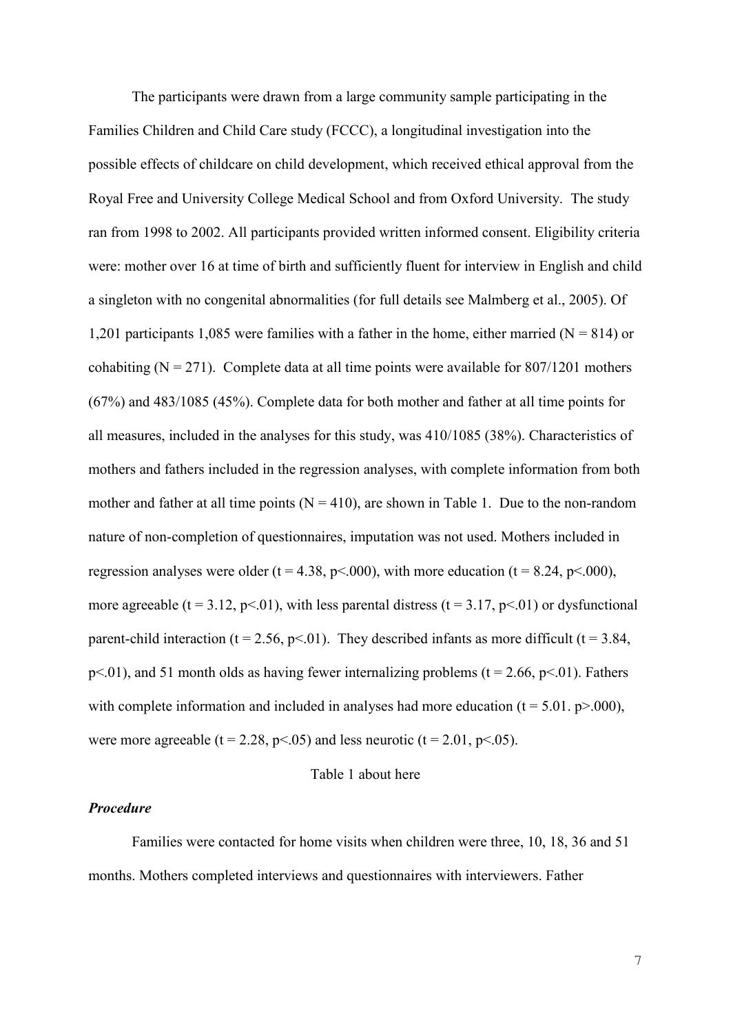The participants were drawn from a large community sample participating in the Families Children and Child Care study (FCCC), a longitudinal investigation into the possible effects of childcare on child development, which received ethical approval from the Royal Free and University College Medical School and from Oxford University. The study ran from 1998 to 2002. All participants provided written informed consent. Eligibility criteria were: mother over 16 at time of birth and sufficiently fluent for interview in English and child a singleton with no congenital abnormalities (for full details see Malmberg et al., 2005). Of 1,201 participants 1,085 were families with a father in the home, either married ($N = 814$) or cohabiting ($N = 271$). Complete data at all time points were available for 807/1201 mothers (67%) and 483/1085 (45%). Complete data for both mother and father at all time points for all measures, included in the analyses for this study, was 410/1085 (38%). Characteristics of mothers and fathers included in the regression analyses, with complete information from both mother and father at all time points ($N = 410$), are shown in Table 1. Due to the non-random nature of non-completion of questionnaires, imputation was not used. Mothers included in regression analyses were older ($t = 4.38$, $p<.000$), with more education ($t = 8.24$, $p<.000$), more agreeable ($t = 3.12$, $p<.01$), with less parental distress ($t = 3.17$, $p<.01$) or dysfunctional parent-child interaction ($t = 2.56$, $p<.01$). They described infants as more difficult ($t = 3.84$, $p<.01$), and 51 month olds as having fewer internalizing problems ($t = 2.66$, $p<.01$). Fathers with complete information and included in analyses had more education ($t = 5.01$. $p>.000$), were more agreeable ($t = 2.28$, $p<.05$) and less neurotic ($t = 2.01$, $p<.05$).

Table 1 about here

### *Procedure*

Families were contacted for home visits when children were three, 10, 18, 36 and 51 months. Mothers completed interviews and questionnaires with interviewers. Father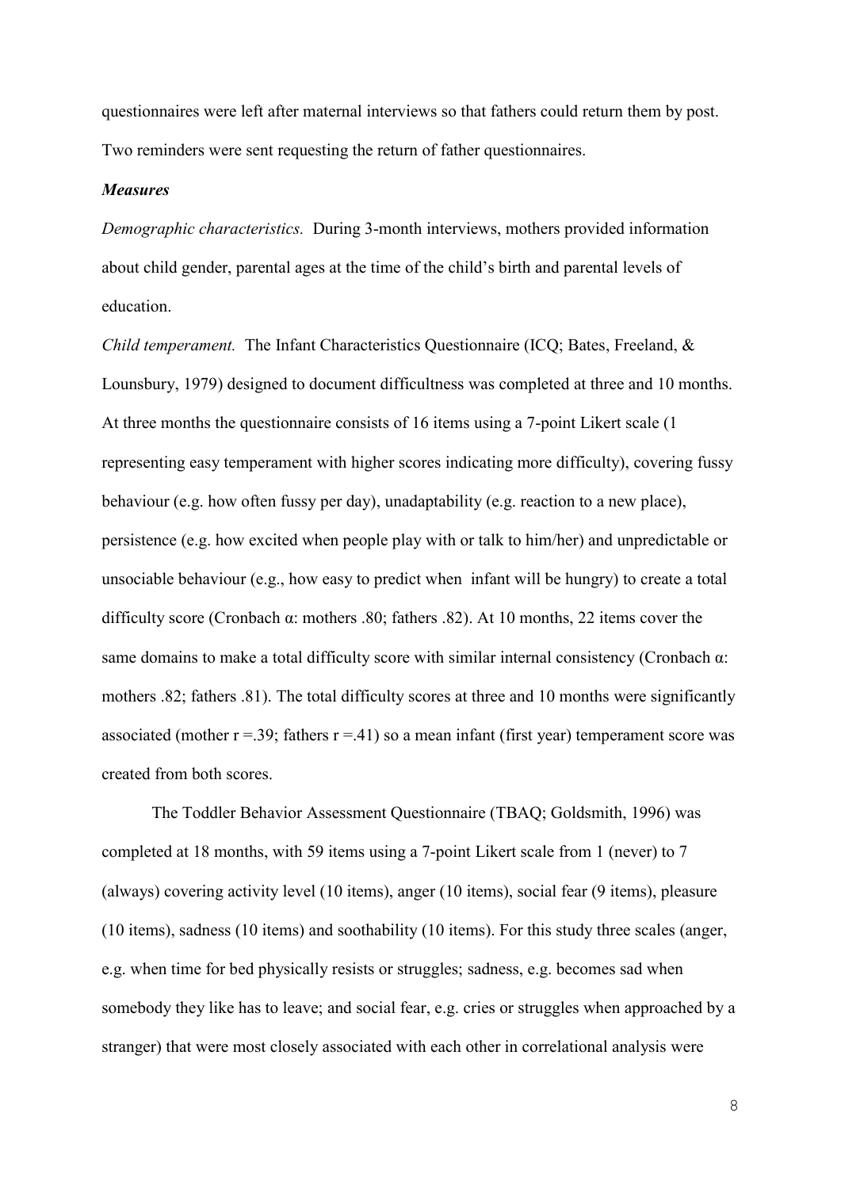questionnaires were left after maternal interviews so that fathers could return them by post. Two reminders were sent requesting the return of father questionnaires.

***Measures***

*Demographic characteristics.* During 3-month interviews, mothers provided information about child gender, parental ages at the time of the child's birth and parental levels of education.

*Child temperament.* The Infant Characteristics Questionnaire (ICQ; Bates, Freeland, & Lounsbury, 1979) designed to document difficultness was completed at three and 10 months. At three months the questionnaire consists of 16 items using a 7-point Likert scale (1 representing easy temperament with higher scores indicating more difficulty), covering fussy behaviour (e.g. how often fussy per day), unadaptability (e.g. reaction to a new place), persistence (e.g. how excited when people play with or talk to him/her) and unpredictable or unsociable behaviour (e.g., how easy to predict when infant will be hungry) to create a total difficulty score (Cronbach α: mothers .80; fathers .82). At 10 months, 22 items cover the same domains to make a total difficulty score with similar internal consistency (Cronbach α: mothers .82; fathers .81). The total difficulty scores at three and 10 months were significantly associated (mother $r = .39$; fathers $r = .41$) so a mean infant (first year) temperament score was created from both scores.

The Toddler Behavior Assessment Questionnaire (TBAQ; Goldsmith, 1996) was completed at 18 months, with 59 items using a 7-point Likert scale from 1 (never) to 7 (always) covering activity level (10 items), anger (10 items), social fear (9 items), pleasure (10 items), sadness (10 items) and soothability (10 items). For this study three scales (anger, e.g. when time for bed physically resists or struggles; sadness, e.g. becomes sad when somebody they like has to leave; and social fear, e.g. cries or struggles when approached by a stranger) that were most closely associated with each other in correlational analysis were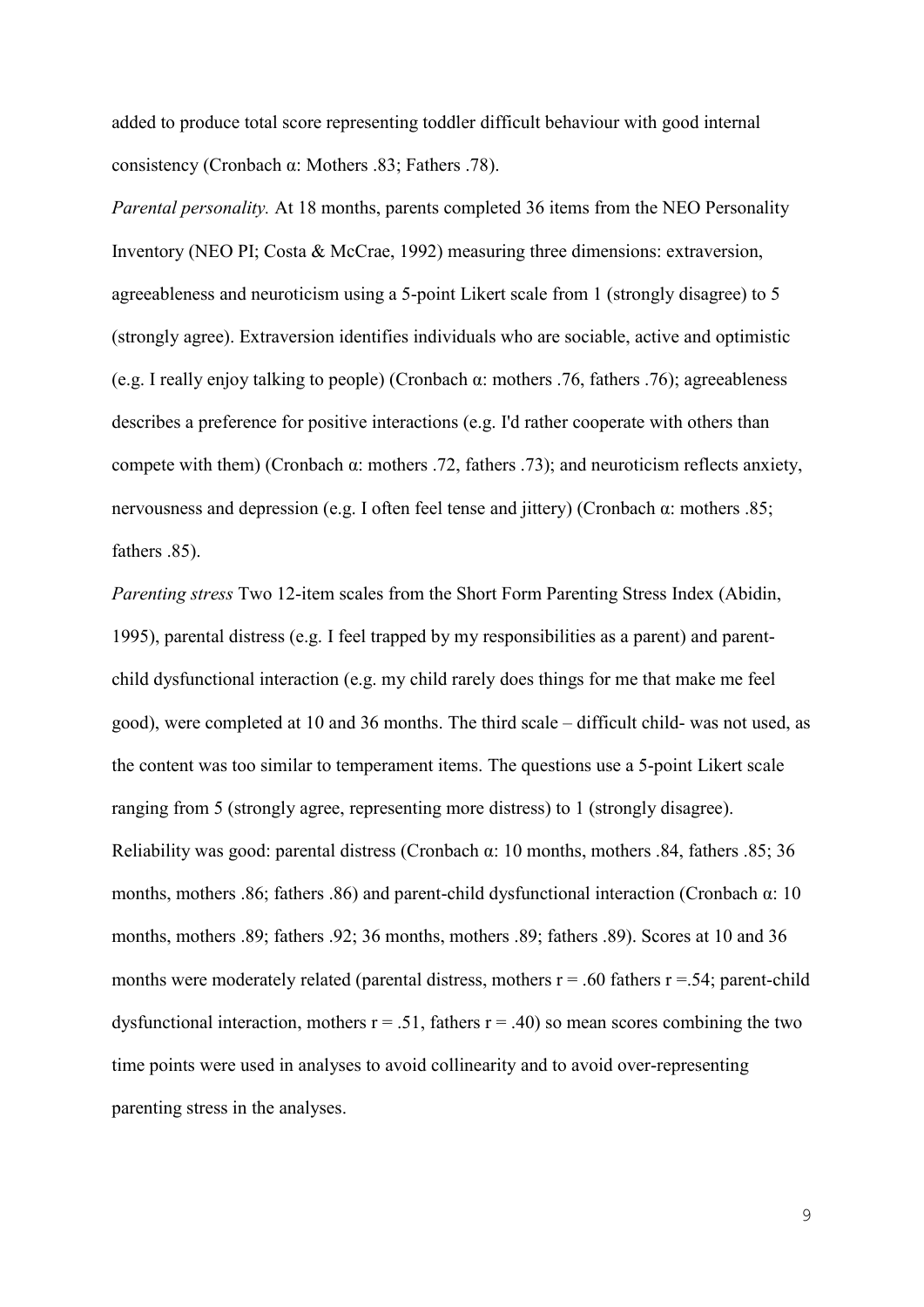added to produce total score representing toddler difficult behaviour with good internal consistency (Cronbach α: Mothers .83; Fathers .78).

*Parental personality.* At 18 months, parents completed 36 items from the NEO Personality Inventory (NEO PI; Costa & McCrae, 1992) measuring three dimensions: extraversion, agreeableness and neuroticism using a 5-point Likert scale from 1 (strongly disagree) to 5 (strongly agree). Extraversion identifies individuals who are sociable, active and optimistic (e.g. I really enjoy talking to people) (Cronbach α: mothers .76, fathers .76); agreeableness describes a preference for positive interactions (e.g. I'd rather cooperate with others than compete with them) (Cronbach α: mothers .72, fathers .73); and neuroticism reflects anxiety, nervousness and depression (e.g. I often feel tense and jittery) (Cronbach α: mothers .85; fathers .85).

*Parenting stress* Two 12-item scales from the Short Form Parenting Stress Index (Abidin, 1995), parental distress (e.g. I feel trapped by my responsibilities as a parent) and parent-child dysfunctional interaction (e.g. my child rarely does things for me that make me feel good), were completed at 10 and 36 months. The third scale – difficult child- was not used, as the content was too similar to temperament items. The questions use a 5-point Likert scale ranging from 5 (strongly agree, representing more distress) to 1 (strongly disagree). Reliability was good: parental distress (Cronbach α: 10 months, mothers .84, fathers .85; 36 months, mothers .86; fathers .86) and parent-child dysfunctional interaction (Cronbach α: 10 months, mothers .89; fathers .92; 36 months, mothers .89; fathers .89). Scores at 10 and 36 months were moderately related (parental distress, mothers $r = .60$ fathers $r = .54$; parent-child dysfunctional interaction, mothers $r = .51$, fathers $r = .40$) so mean scores combining the two time points were used in analyses to avoid collinearity and to avoid over-representing parenting stress in the analyses.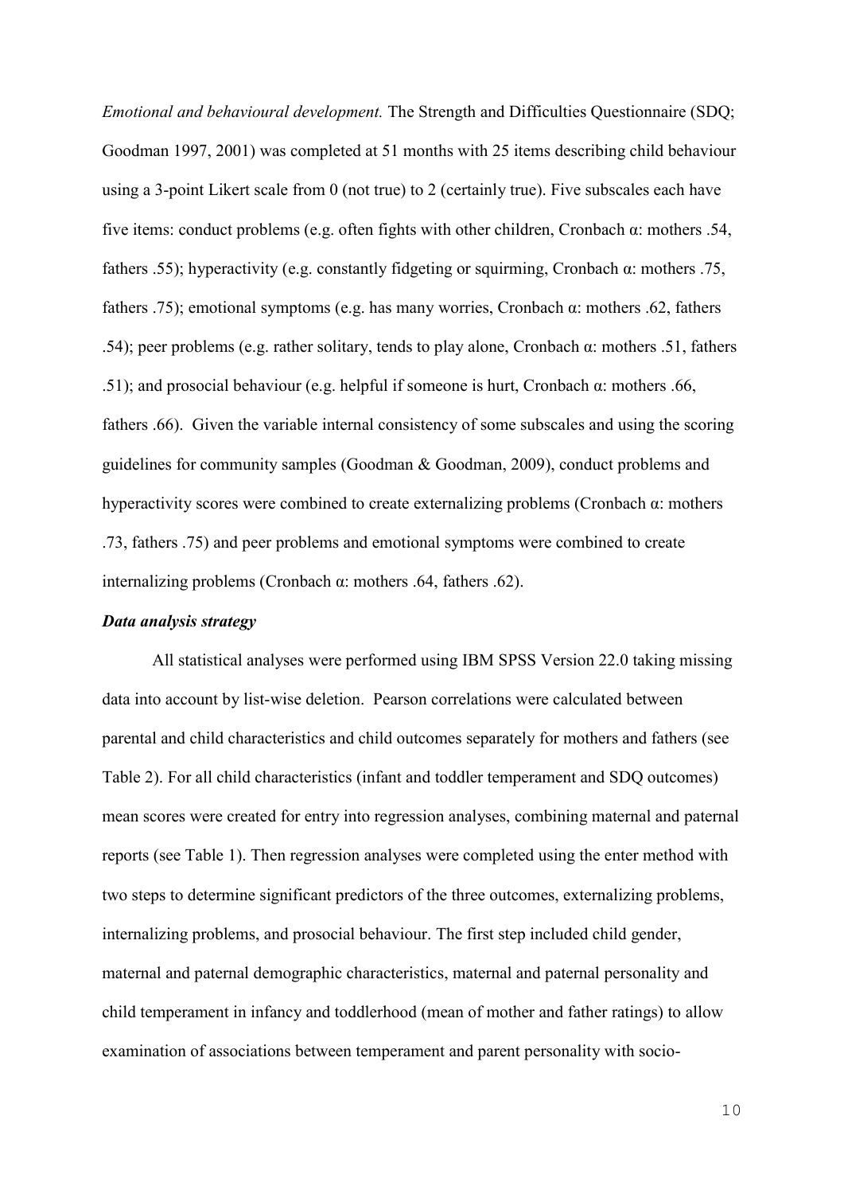*Emotional and behavioural development.* The Strength and Difficulties Questionnaire (SDQ; Goodman 1997, 2001) was completed at 51 months with 25 items describing child behaviour using a 3-point Likert scale from 0 (not true) to 2 (certainly true). Five subscales each have five items: conduct problems (e.g. often fights with other children, Cronbach α: mothers .54, fathers .55); hyperactivity (e.g. constantly fidgeting or squirming, Cronbach α: mothers .75, fathers .75); emotional symptoms (e.g. has many worries, Cronbach α: mothers .62, fathers .54); peer problems (e.g. rather solitary, tends to play alone, Cronbach α: mothers .51, fathers .51); and prosocial behaviour (e.g. helpful if someone is hurt, Cronbach α: mothers .66, fathers .66). Given the variable internal consistency of some subscales and using the scoring guidelines for community samples (Goodman & Goodman, 2009), conduct problems and hyperactivity scores were combined to create externalizing problems (Cronbach α: mothers .73, fathers .75) and peer problems and emotional symptoms were combined to create internalizing problems (Cronbach α: mothers .64, fathers .62).

### *Data analysis strategy*

All statistical analyses were performed using IBM SPSS Version 22.0 taking missing data into account by list-wise deletion. Pearson correlations were calculated between parental and child characteristics and child outcomes separately for mothers and fathers (see Table 2). For all child characteristics (infant and toddler temperament and SDQ outcomes) mean scores were created for entry into regression analyses, combining maternal and paternal reports (see Table 1). Then regression analyses were completed using the enter method with two steps to determine significant predictors of the three outcomes, externalizing problems, internalizing problems, and prosocial behaviour. The first step included child gender, maternal and paternal demographic characteristics, maternal and paternal personality and child temperament in infancy and toddlerhood (mean of mother and father ratings) to allow examination of associations between temperament and parent personality with socio-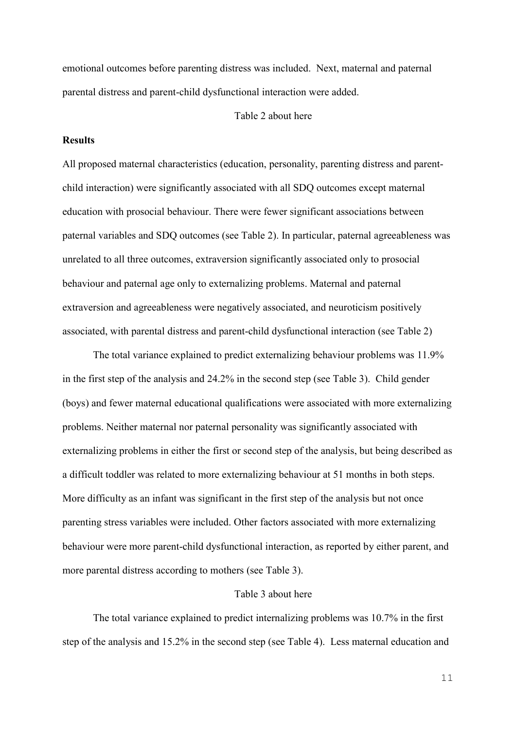emotional outcomes before parenting distress was included. Next, maternal and paternal parental distress and parent-child dysfunctional interaction were added.

Table 2 about here

**Results**

All proposed maternal characteristics (education, personality, parenting distress and parent-child interaction) were significantly associated with all SDQ outcomes except maternal education with prosocial behaviour. There were fewer significant associations between paternal variables and SDQ outcomes (see Table 2). In particular, paternal agreeableness was unrelated to all three outcomes, extraversion significantly associated only to prosocial behaviour and paternal age only to externalizing problems. Maternal and paternal extraversion and agreeableness were negatively associated, and neuroticism positively associated, with parental distress and parent-child dysfunctional interaction (see Table 2)

The total variance explained to predict externalizing behaviour problems was 11.9% in the first step of the analysis and 24.2% in the second step (see Table 3). Child gender (boys) and fewer maternal educational qualifications were associated with more externalizing problems. Neither maternal nor paternal personality was significantly associated with externalizing problems in either the first or second step of the analysis, but being described as a difficult toddler was related to more externalizing behaviour at 51 months in both steps. More difficulty as an infant was significant in the first step of the analysis but not once parenting stress variables were included. Other factors associated with more externalizing behaviour were more parent-child dysfunctional interaction, as reported by either parent, and more parental distress according to mothers (see Table 3).

Table 3 about here

The total variance explained to predict internalizing problems was 10.7% in the first step of the analysis and 15.2% in the second step (see Table 4). Less maternal education and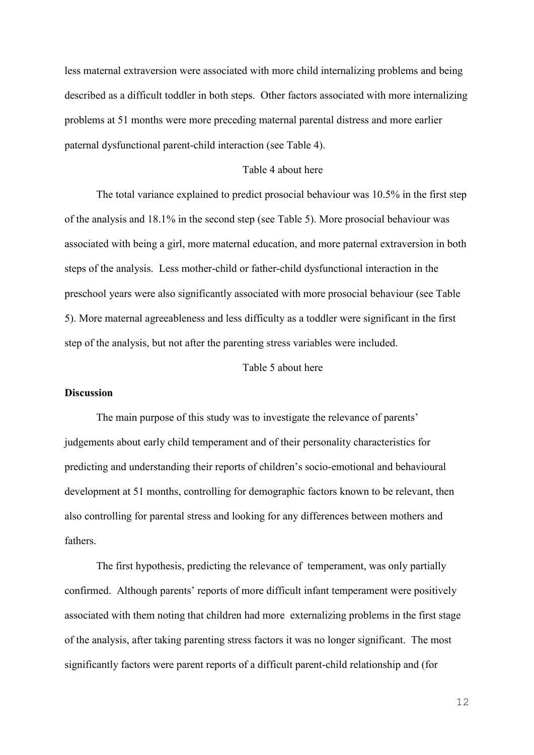less maternal extraversion were associated with more child internalizing problems and being described as a difficult toddler in both steps. Other factors associated with more internalizing problems at 51 months were more preceding maternal parental distress and more earlier paternal dysfunctional parent-child interaction (see Table 4).

Table 4 about here

The total variance explained to predict prosocial behaviour was 10.5% in the first step of the analysis and 18.1% in the second step (see Table 5). More prosocial behaviour was associated with being a girl, more maternal education, and more paternal extraversion in both steps of the analysis. Less mother-child or father-child dysfunctional interaction in the preschool years were also significantly associated with more prosocial behaviour (see Table 5). More maternal agreeableness and less difficulty as a toddler were significant in the first step of the analysis, but not after the parenting stress variables were included.

Table 5 about here

**Discussion**

The main purpose of this study was to investigate the relevance of parents' judgements about early child temperament and of their personality characteristics for predicting and understanding their reports of children's socio-emotional and behavioural development at 51 months, controlling for demographic factors known to be relevant, then also controlling for parental stress and looking for any differences between mothers and fathers.

The first hypothesis, predicting the relevance of temperament, was only partially confirmed. Although parents' reports of more difficult infant temperament were positively associated with them noting that children had more externalizing problems in the first stage of the analysis, after taking parenting stress factors it was no longer significant. The most significantly factors were parent reports of a difficult parent-child relationship and (for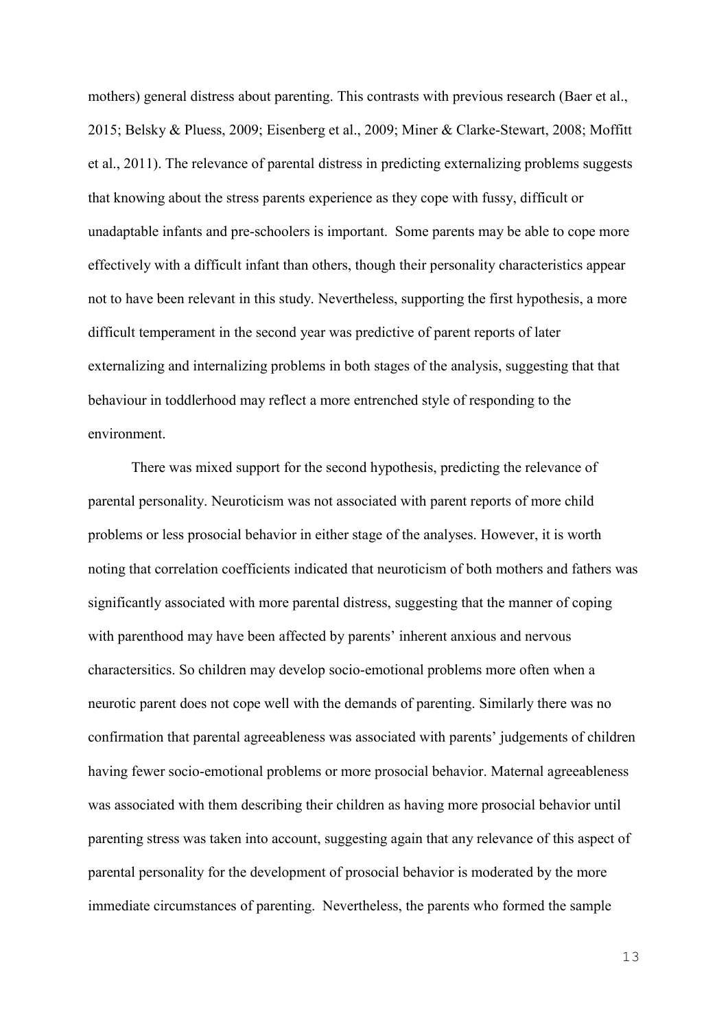mothers) general distress about parenting. This contrasts with previous research (Baer et al., 2015; Belsky & Pluess, 2009; Eisenberg et al., 2009; Miner & Clarke-Stewart, 2008; Moffitt et al., 2011). The relevance of parental distress in predicting externalizing problems suggests that knowing about the stress parents experience as they cope with fussy, difficult or unadaptable infants and pre-schoolers is important. Some parents may be able to cope more effectively with a difficult infant than others, though their personality characteristics appear not to have been relevant in this study. Nevertheless, supporting the first hypothesis, a more difficult temperament in the second year was predictive of parent reports of later externalizing and internalizing problems in both stages of the analysis, suggesting that that behaviour in toddlerhood may reflect a more entrenched style of responding to the environment.

There was mixed support for the second hypothesis, predicting the relevance of parental personality. Neuroticism was not associated with parent reports of more child problems or less prosocial behavior in either stage of the analyses. However, it is worth noting that correlation coefficients indicated that neuroticism of both mothers and fathers was significantly associated with more parental distress, suggesting that the manner of coping with parenthood may have been affected by parents' inherent anxious and nervous charactersitics. So children may develop socio-emotional problems more often when a neurotic parent does not cope well with the demands of parenting. Similarly there was no confirmation that parental agreeableness was associated with parents' judgements of children having fewer socio-emotional problems or more prosocial behavior. Maternal agreeableness was associated with them describing their children as having more prosocial behavior until parenting stress was taken into account, suggesting again that any relevance of this aspect of parental personality for the development of prosocial behavior is moderated by the more immediate circumstances of parenting. Nevertheless, the parents who formed the sample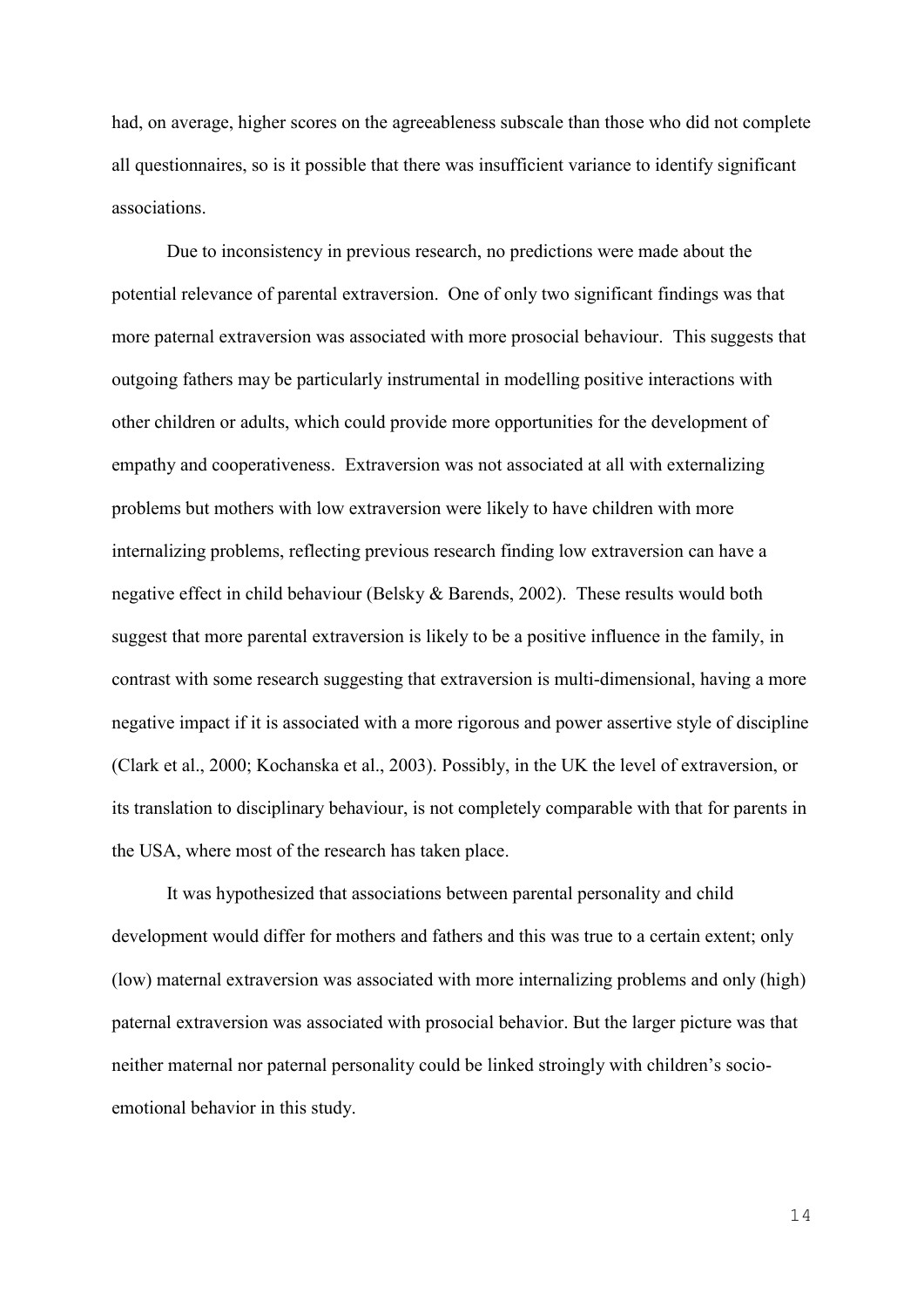had, on average, higher scores on the agreeableness subscale than those who did not complete all questionnaires, so is it possible that there was insufficient variance to identify significant associations.

Due to inconsistency in previous research, no predictions were made about the potential relevance of parental extraversion. One of only two significant findings was that more paternal extraversion was associated with more prosocial behaviour. This suggests that outgoing fathers may be particularly instrumental in modelling positive interactions with other children or adults, which could provide more opportunities for the development of empathy and cooperativeness. Extraversion was not associated at all with externalizing problems but mothers with low extraversion were likely to have children with more internalizing problems, reflecting previous research finding low extraversion can have a negative effect in child behaviour (Belsky & Barends, 2002). These results would both suggest that more parental extraversion is likely to be a positive influence in the family, in contrast with some research suggesting that extraversion is multi-dimensional, having a more negative impact if it is associated with a more rigorous and power assertive style of discipline (Clark et al., 2000; Kochanska et al., 2003). Possibly, in the UK the level of extraversion, or its translation to disciplinary behaviour, is not completely comparable with that for parents in the USA, where most of the research has taken place.

It was hypothesized that associations between parental personality and child development would differ for mothers and fathers and this was true to a certain extent; only (low) maternal extraversion was associated with more internalizing problems and only (high) paternal extraversion was associated with prosocial behavior. But the larger picture was that neither maternal nor paternal personality could be linked stroingly with children's socio-emotional behavior in this study.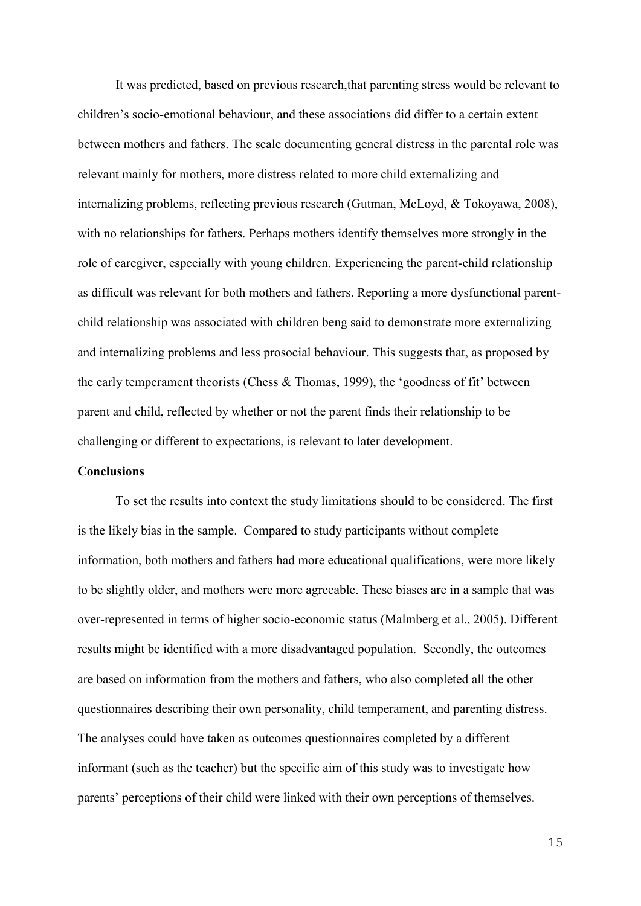It was predicted, based on previous research,that parenting stress would be relevant to children's socio-emotional behaviour, and these associations did differ to a certain extent between mothers and fathers. The scale documenting general distress in the parental role was relevant mainly for mothers, more distress related to more child externalizing and internalizing problems, reflecting previous research (Gutman, McLoyd, & Tokoyawa, 2008), with no relationships for fathers. Perhaps mothers identify themselves more strongly in the role of caregiver, especially with young children. Experiencing the parent-child relationship as difficult was relevant for both mothers and fathers. Reporting a more dysfunctional parent-child relationship was associated with children beng said to demonstrate more externalizing and internalizing problems and less prosocial behaviour. This suggests that, as proposed by the early temperament theorists (Chess & Thomas, 1999), the 'goodness of fit' between parent and child, reflected by whether or not the parent finds their relationship to be challenging or different to expectations, is relevant to later development.

**Conclusions**

To set the results into context the study limitations should to be considered. The first is the likely bias in the sample. Compared to study participants without complete information, both mothers and fathers had more educational qualifications, were more likely to be slightly older, and mothers were more agreeable. These biases are in a sample that was over-represented in terms of higher socio-economic status (Malmberg et al., 2005). Different results might be identified with a more disadvantaged population. Secondly, the outcomes are based on information from the mothers and fathers, who also completed all the other questionnaires describing their own personality, child temperament, and parenting distress. The analyses could have taken as outcomes questionnaires completed by a different informant (such as the teacher) but the specific aim of this study was to investigate how parents' perceptions of their child were linked with their own perceptions of themselves.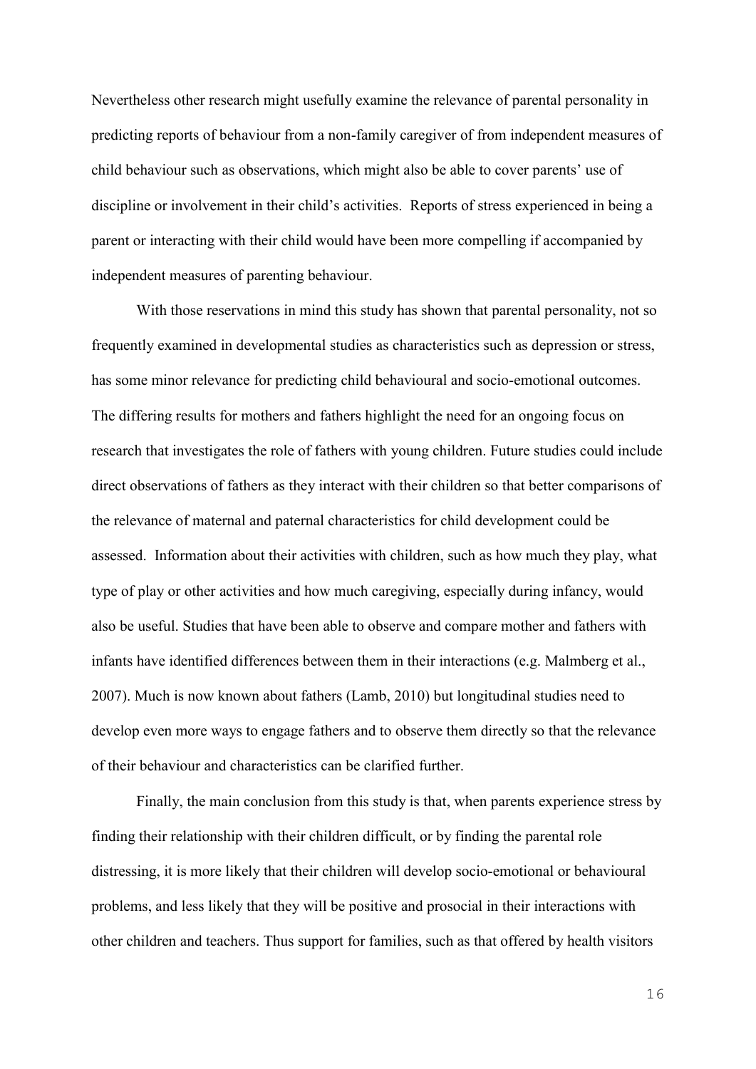Nevertheless other research might usefully examine the relevance of parental personality in predicting reports of behaviour from a non-family caregiver of from independent measures of child behaviour such as observations, which might also be able to cover parents' use of discipline or involvement in their child's activities. Reports of stress experienced in being a parent or interacting with their child would have been more compelling if accompanied by independent measures of parenting behaviour.

With those reservations in mind this study has shown that parental personality, not so frequently examined in developmental studies as characteristics such as depression or stress, has some minor relevance for predicting child behavioural and socio-emotional outcomes. The differing results for mothers and fathers highlight the need for an ongoing focus on research that investigates the role of fathers with young children. Future studies could include direct observations of fathers as they interact with their children so that better comparisons of the relevance of maternal and paternal characteristics for child development could be assessed. Information about their activities with children, such as how much they play, what type of play or other activities and how much caregiving, especially during infancy, would also be useful. Studies that have been able to observe and compare mother and fathers with infants have identified differences between them in their interactions (e.g. Malmberg et al., 2007). Much is now known about fathers (Lamb, 2010) but longitudinal studies need to develop even more ways to engage fathers and to observe them directly so that the relevance of their behaviour and characteristics can be clarified further.

Finally, the main conclusion from this study is that, when parents experience stress by finding their relationship with their children difficult, or by finding the parental role distressing, it is more likely that their children will develop socio-emotional or behavioural problems, and less likely that they will be positive and prosocial in their interactions with other children and teachers. Thus support for families, such as that offered by health visitors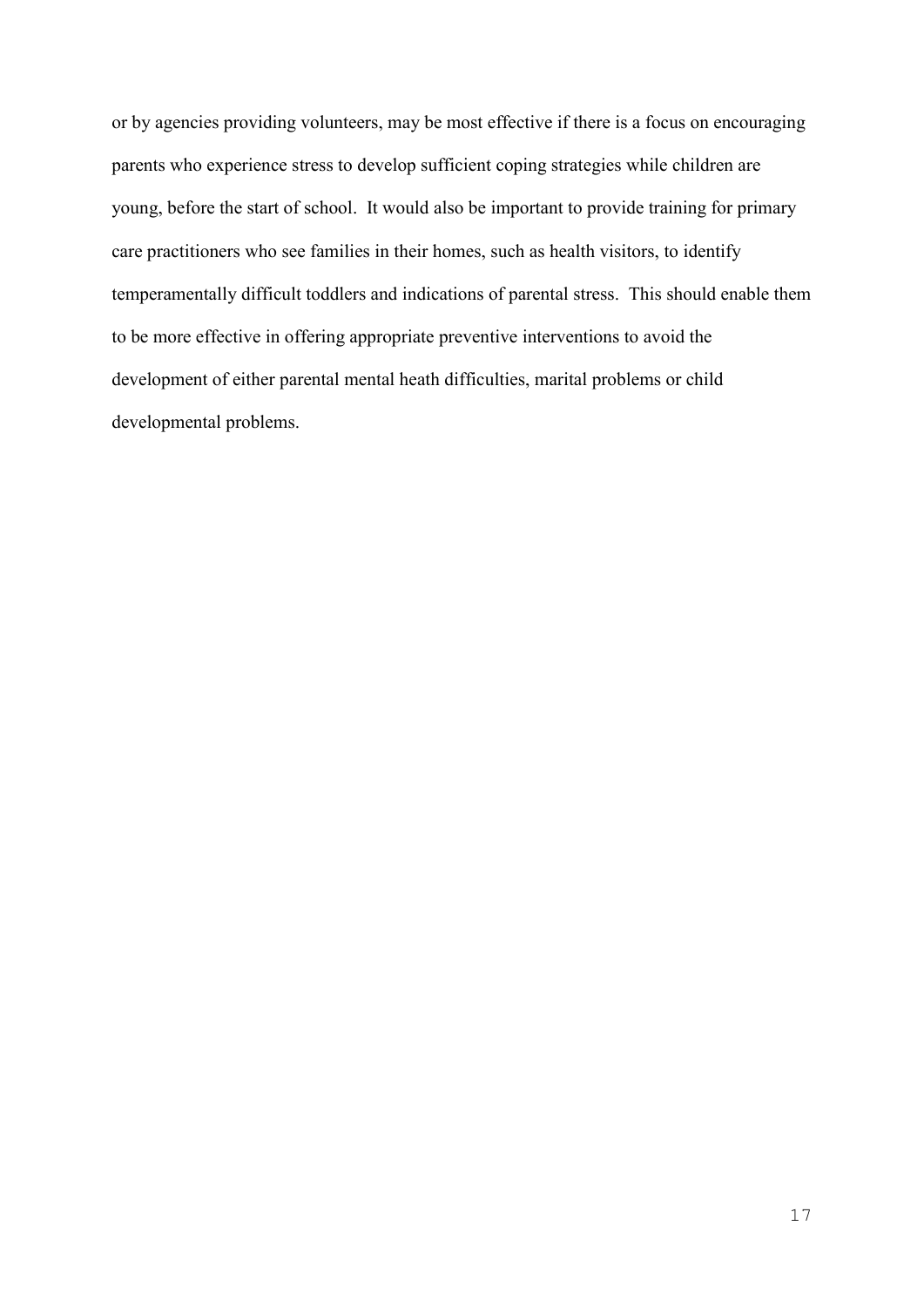or by agencies providing volunteers, may be most effective if there is a focus on encouraging parents who experience stress to develop sufficient coping strategies while children are young, before the start of school. It would also be important to provide training for primary care practitioners who see families in their homes, such as health visitors, to identify temperamentally difficult toddlers and indications of parental stress. This should enable them to be more effective in offering appropriate preventive interventions to avoid the development of either parental mental heath difficulties, marital problems or child developmental problems.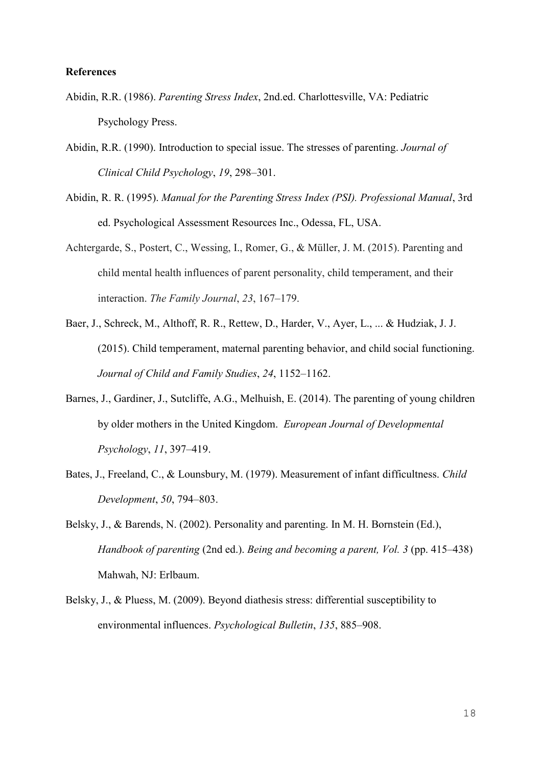**References**

Abidin, R.R. (1986). *Parenting Stress Index*, 2nd.ed. Charlottesville, VA: Pediatric Psychology Press.

Abidin, R.R. (1990). Introduction to special issue. The stresses of parenting. *Journal of Clinical Child Psychology*, *19*, 298–301.

Abidin, R. R. (1995). *Manual for the Parenting Stress Index (PSI). Professional Manual*, 3rd ed. Psychological Assessment Resources Inc., Odessa, FL, USA.

Achtergarde, S., Postert, C., Wessing, I., Romer, G., & Müller, J. M. (2015). Parenting and child mental health influences of parent personality, child temperament, and their interaction. *The Family Journal*, *23*, 167–179.

Baer, J., Schreck, M., Althoff, R. R., Rettew, D., Harder, V., Ayer, L., ... & Hudziak, J. J. (2015). Child temperament, maternal parenting behavior, and child social functioning. *Journal of Child and Family Studies*, *24*, 1152–1162.

Barnes, J., Gardiner, J., Sutcliffe, A.G., Melhuish, E. (2014). The parenting of young children by older mothers in the United Kingdom. *European Journal of Developmental Psychology*, *11*, 397–419.

Bates, J., Freeland, C., & Lounsbury, M. (1979). Measurement of infant difficultness. *Child Development*, *50*, 794–803.

Belsky, J., & Barends, N. (2002). Personality and parenting. In M. H. Bornstein (Ed.), *Handbook of parenting* (2nd ed.). *Being and becoming a parent, Vol. 3* (pp. 415–438) Mahwah, NJ: Erlbaum.

Belsky, J., & Pluess, M. (2009). Beyond diathesis stress: differential susceptibility to environmental influences. *Psychological Bulletin*, *135*, 885–908.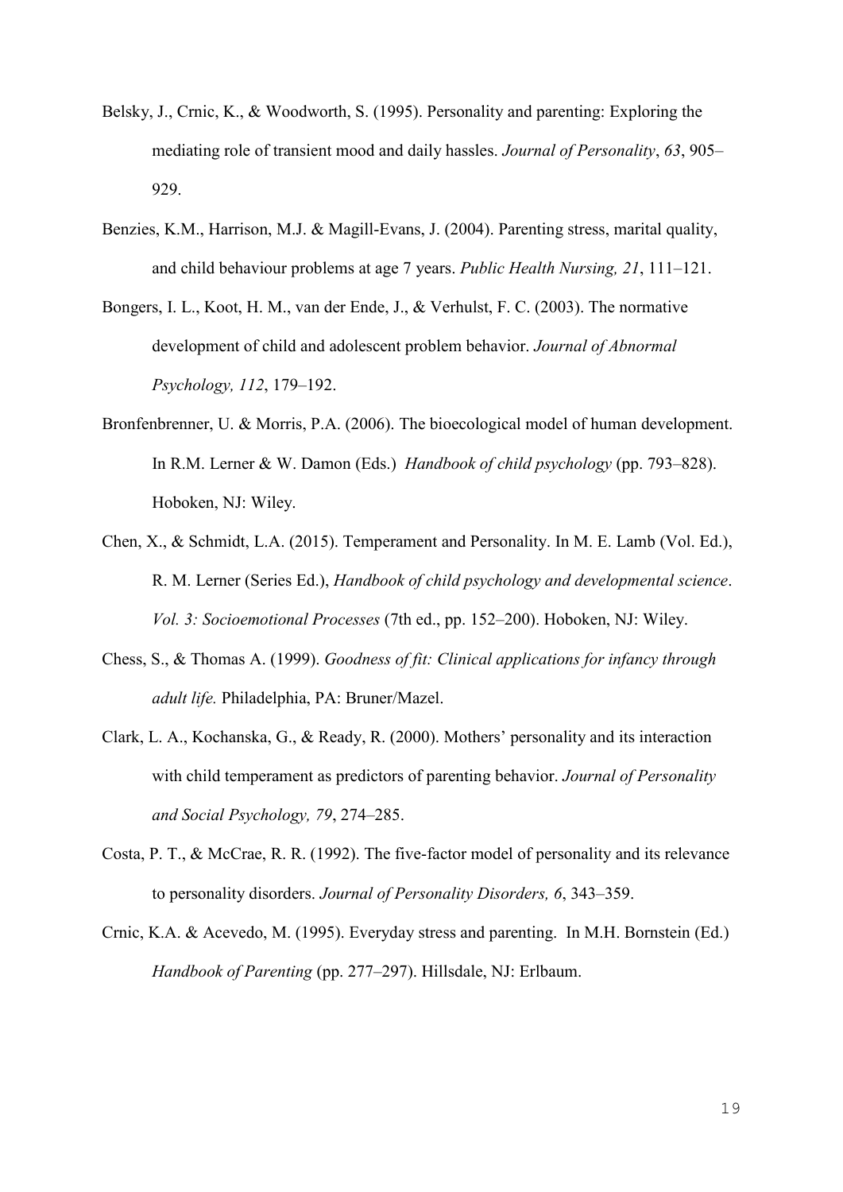Belsky, J., Crnic, K., & Woodworth, S. (1995). Personality and parenting: Exploring the mediating role of transient mood and daily hassles. *Journal of Personality*, *63*, 905–929.

Benzies, K.M., Harrison, M.J. & Magill-Evans, J. (2004). Parenting stress, marital quality, and child behaviour problems at age 7 years. *Public Health Nursing, 21*, 111–121.

Bongers, I. L., Koot, H. M., van der Ende, J., & Verhulst, F. C. (2003). The normative development of child and adolescent problem behavior. *Journal of Abnormal Psychology, 112*, 179–192.

Bronfenbrenner, U. & Morris, P.A. (2006). The bioecological model of human development. In R.M. Lerner & W. Damon (Eds.) *Handbook of child psychology* (pp. 793–828). Hoboken, NJ: Wiley.

Chen, X., & Schmidt, L.A. (2015). Temperament and Personality. In M. E. Lamb (Vol. Ed.), R. M. Lerner (Series Ed.), *Handbook of child psychology and developmental science*. *Vol. 3: Socioemotional Processes* (7th ed., pp. 152–200). Hoboken, NJ: Wiley.

Chess, S., & Thomas A. (1999). *Goodness of fit: Clinical applications for infancy through adult life.* Philadelphia, PA: Bruner/Mazel.

Clark, L. A., Kochanska, G., & Ready, R. (2000). Mothers' personality and its interaction with child temperament as predictors of parenting behavior. *Journal of Personality and Social Psychology, 79*, 274–285.

Costa, P. T., & McCrae, R. R. (1992). The five-factor model of personality and its relevance to personality disorders. *Journal of Personality Disorders, 6*, 343–359.

Crnic, K.A. & Acevedo, M. (1995). Everyday stress and parenting. In M.H. Bornstein (Ed.) *Handbook of Parenting* (pp. 277–297). Hillsdale, NJ: Erlbaum.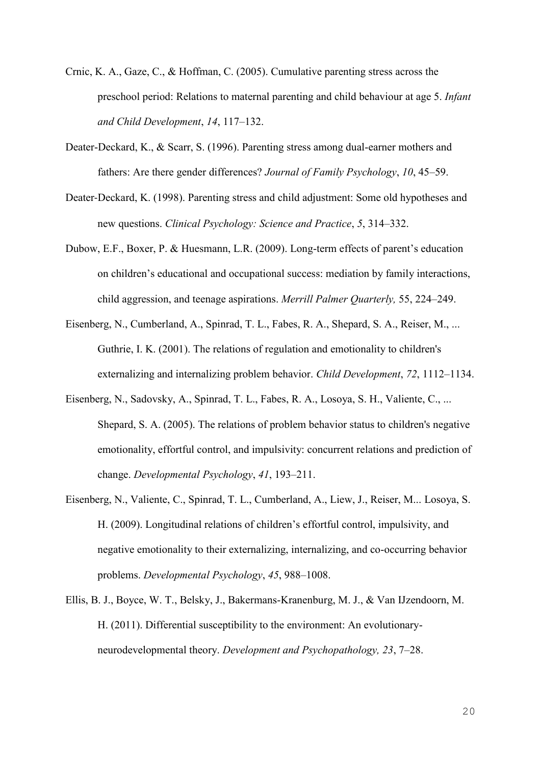Crnic, K. A., Gaze, C., & Hoffman, C. (2005). Cumulative parenting stress across the preschool period: Relations to maternal parenting and child behaviour at age 5. *Infant and Child Development*, *14*, 117–132.

Deater-Deckard, K., & Scarr, S. (1996). Parenting stress among dual-earner mothers and fathers: Are there gender differences? *Journal of Family Psychology*, *10*, 45–59.

Deater-Deckard, K. (1998). Parenting stress and child adjustment: Some old hypotheses and new questions. *Clinical Psychology: Science and Practice*, *5*, 314–332.

Dubow, E.F., Boxer, P. & Huesmann, L.R. (2009). Long-term effects of parent's education on children's educational and occupational success: mediation by family interactions, child aggression, and teenage aspirations. *Merrill Palmer Quarterly,* 55, 224–249.

Eisenberg, N., Cumberland, A., Spinrad, T. L., Fabes, R. A., Shepard, S. A., Reiser, M., ... Guthrie, I. K. (2001). The relations of regulation and emotionality to children's externalizing and internalizing problem behavior. *Child Development*, *72*, 1112–1134.

Eisenberg, N., Sadovsky, A., Spinrad, T. L., Fabes, R. A., Losoya, S. H., Valiente, C., ... Shepard, S. A. (2005). The relations of problem behavior status to children's negative emotionality, effortful control, and impulsivity: concurrent relations and prediction of change. *Developmental Psychology*, *41*, 193–211.

Eisenberg, N., Valiente, C., Spinrad, T. L., Cumberland, A., Liew, J., Reiser, M... Losoya, S. H. (2009). Longitudinal relations of children's effortful control, impulsivity, and negative emotionality to their externalizing, internalizing, and co-occurring behavior problems. *Developmental Psychology*, *45*, 988–1008.

Ellis, B. J., Boyce, W. T., Belsky, J., Bakermans-Kranenburg, M. J., & Van IJzendoorn, M. H. (2011). Differential susceptibility to the environment: An evolutionary-neurodevelopmental theory. *Development and Psychopathology, 23*, 7–28.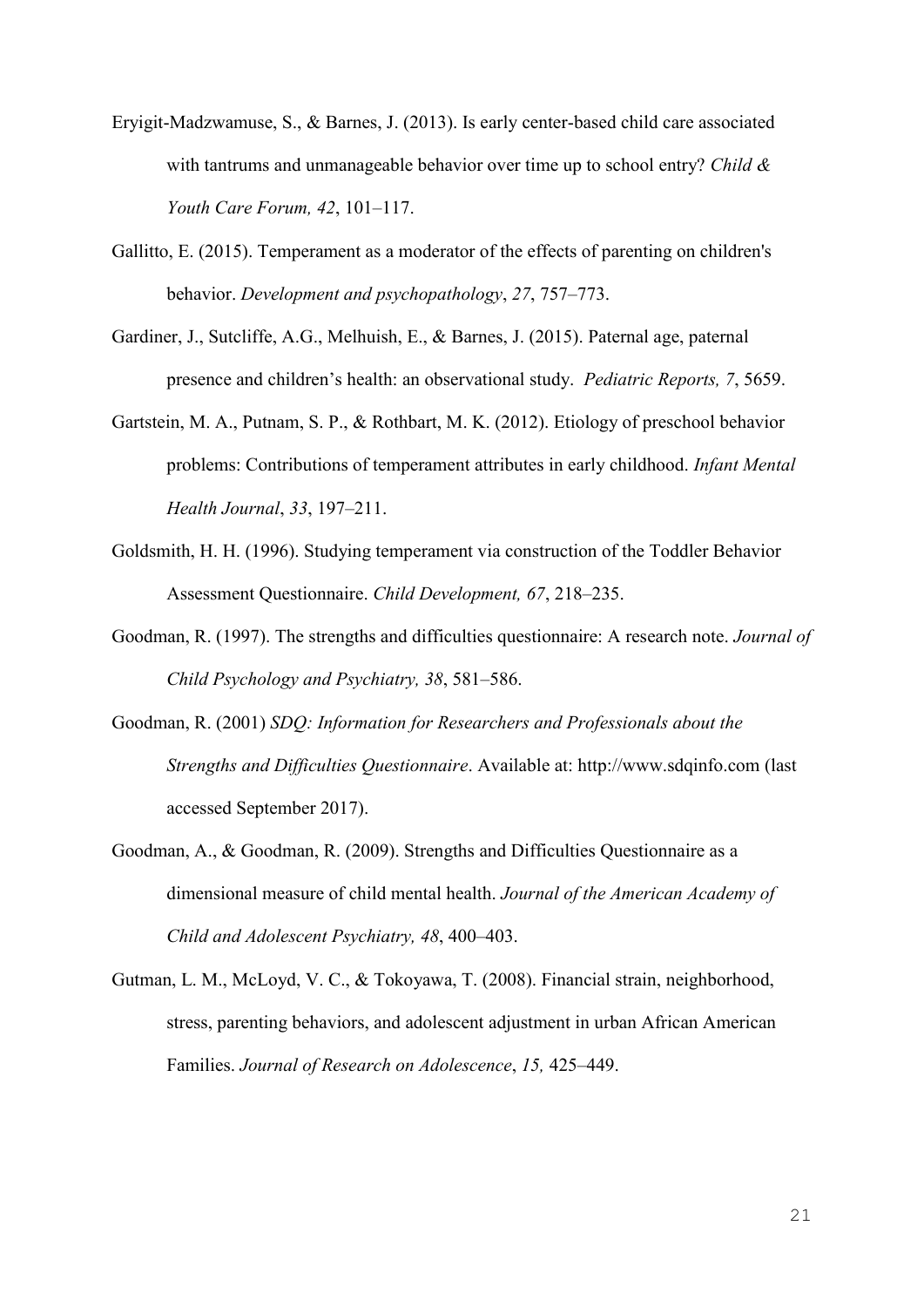Eryigit-Madzwamuse, S., & Barnes, J. (2013). Is early center-based child care associated with tantrums and unmanageable behavior over time up to school entry? *Child & Youth Care Forum, 42*, 101–117.

Gallitto, E. (2015). Temperament as a moderator of the effects of parenting on children's behavior. *Development and psychopathology*, *27*, 757–773.

Gardiner, J., Sutcliffe, A.G., Melhuish, E., & Barnes, J. (2015). Paternal age, paternal presence and children's health: an observational study. *Pediatric Reports, 7*, 5659.

Gartstein, M. A., Putnam, S. P., & Rothbart, M. K. (2012). Etiology of preschool behavior problems: Contributions of temperament attributes in early childhood. *Infant Mental Health Journal*, *33*, 197–211.

Goldsmith, H. H. (1996). Studying temperament via construction of the Toddler Behavior Assessment Questionnaire. *Child Development, 67*, 218–235.

Goodman, R. (1997). The strengths and difficulties questionnaire: A research note. *Journal of Child Psychology and Psychiatry, 38*, 581–586.

Goodman, R. (2001) *SDQ: Information for Researchers and Professionals about the Strengths and Difficulties Questionnaire*. Available at: http://www.sdqinfo.com (last accessed September 2017).

Goodman, A., & Goodman, R. (2009). Strengths and Difficulties Questionnaire as a dimensional measure of child mental health. *Journal of the American Academy of Child and Adolescent Psychiatry, 48*, 400–403.

Gutman, L. M., McLoyd, V. C., & Tokoyawa, T. (2008). Financial strain, neighborhood, stress, parenting behaviors, and adolescent adjustment in urban African American Families. *Journal of Research on Adolescence*, *15,* 425–449.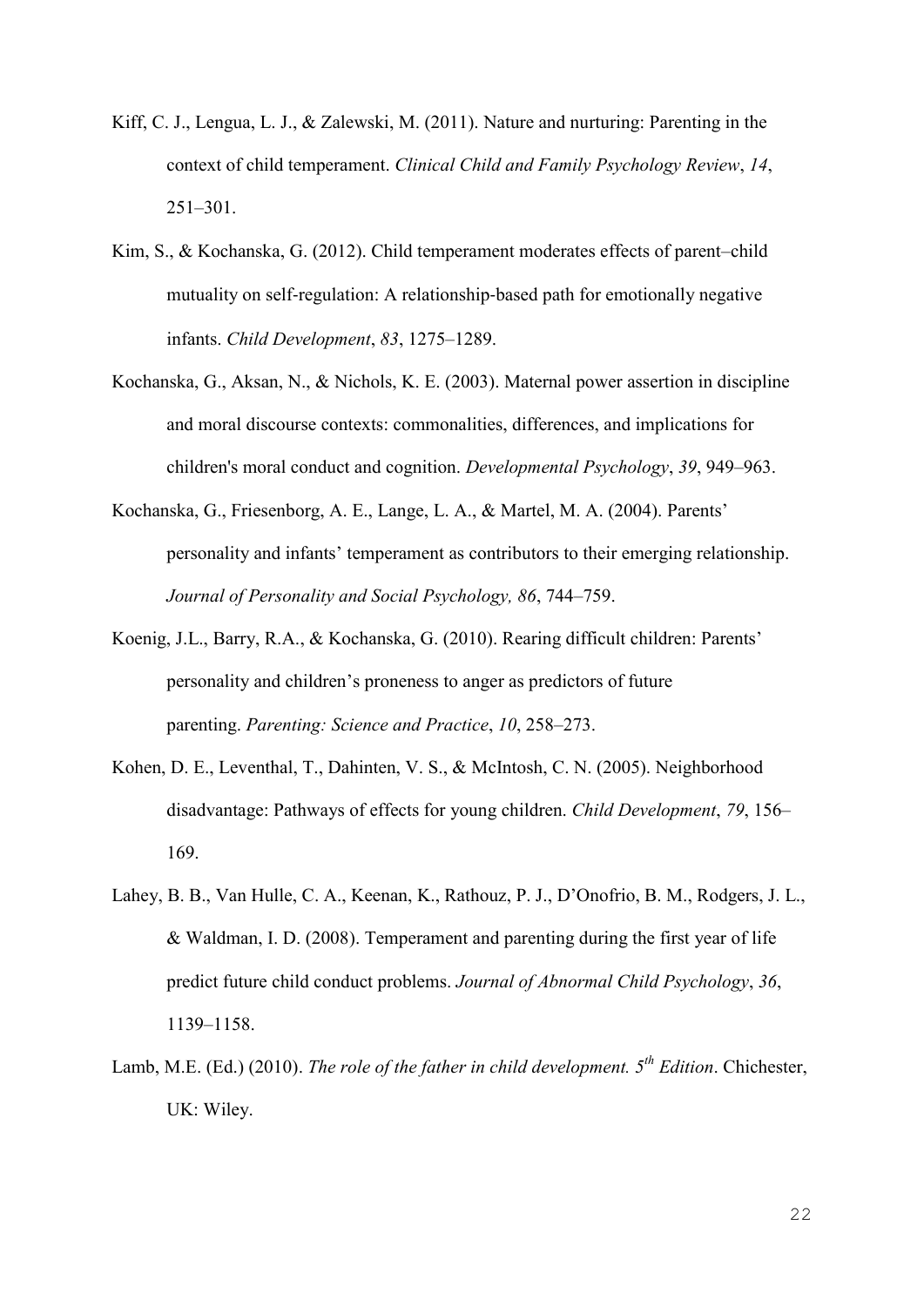Kiff, C. J., Lengua, L. J., & Zalewski, M. (2011). Nature and nurturing: Parenting in the context of child temperament. *Clinical Child and Family Psychology Review*, *14*, 251–301.

Kim, S., & Kochanska, G. (2012). Child temperament moderates effects of parent–child mutuality on self-regulation: A relationship-based path for emotionally negative infants. *Child Development*, *83*, 1275–1289.

Kochanska, G., Aksan, N., & Nichols, K. E. (2003). Maternal power assertion in discipline and moral discourse contexts: commonalities, differences, and implications for children's moral conduct and cognition. *Developmental Psychology*, *39*, 949–963.

Kochanska, G., Friesenborg, A. E., Lange, L. A., & Martel, M. A. (2004). Parents' personality and infants' temperament as contributors to their emerging relationship. *Journal of Personality and Social Psychology, 86*, 744–759.

Koenig, J.L., Barry, R.A., & Kochanska, G. (2010). Rearing difficult children: Parents' personality and children's proneness to anger as predictors of future parenting. *Parenting: Science and Practice*, *10*, 258–273.

Kohen, D. E., Leventhal, T., Dahinten, V. S., & McIntosh, C. N. (2005). Neighborhood disadvantage: Pathways of effects for young children. *Child Development*, *79*, 156–169.

Lahey, B. B., Van Hulle, C. A., Keenan, K., Rathouz, P. J., D'Onofrio, B. M., Rodgers, J. L., & Waldman, I. D. (2008). Temperament and parenting during the first year of life predict future child conduct problems. *Journal of Abnormal Child Psychology*, *36*, 1139–1158.

Lamb, M.E. (Ed.) (2010). *The role of the father in child development. 5th Edition*. Chichester, UK: Wiley.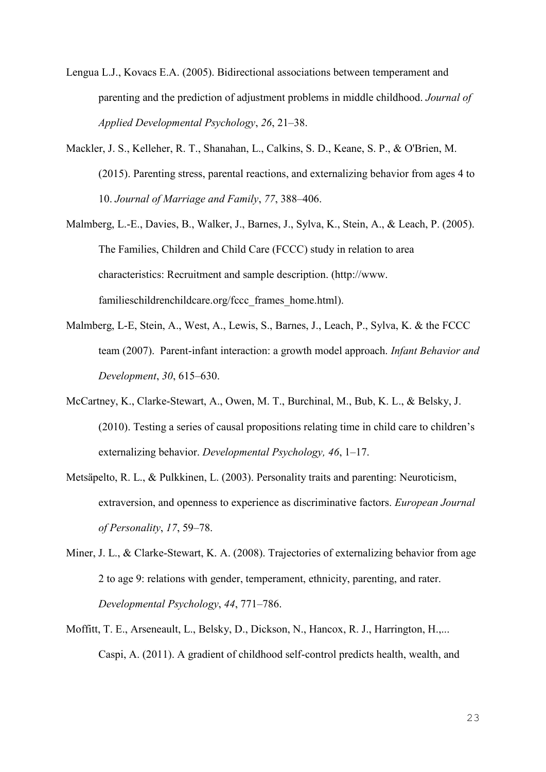Lengua L.J., Kovacs E.A. (2005). Bidirectional associations between temperament and parenting and the prediction of adjustment problems in middle childhood. *Journal of Applied Developmental Psychology*, *26*, 21–38.

Mackler, J. S., Kelleher, R. T., Shanahan, L., Calkins, S. D., Keane, S. P., & O'Brien, M. (2015). Parenting stress, parental reactions, and externalizing behavior from ages 4 to 10. *Journal of Marriage and Family*, *77*, 388–406.

Malmberg, L.-E., Davies, B., Walker, J., Barnes, J., Sylva, K., Stein, A., & Leach, P. (2005). The Families, Children and Child Care (FCCC) study in relation to area characteristics: Recruitment and sample description. (http://www. familieschildrenchildcare.org/fccc_frames_home.html).

Malmberg, L-E, Stein, A., West, A., Lewis, S., Barnes, J., Leach, P., Sylva, K. & the FCCC team (2007). Parent-infant interaction: a growth model approach. *Infant Behavior and Development*, *30*, 615–630.

McCartney, K., Clarke-Stewart, A., Owen, M. T., Burchinal, M., Bub, K. L., & Belsky, J. (2010). Testing a series of causal propositions relating time in child care to children's externalizing behavior. *Developmental Psychology, 46*, 1–17.

Metsäpelto, R. L., & Pulkkinen, L. (2003). Personality traits and parenting: Neuroticism, extraversion, and openness to experience as discriminative factors. *European Journal of Personality*, *17*, 59–78.

Miner, J. L., & Clarke-Stewart, K. A. (2008). Trajectories of externalizing behavior from age 2 to age 9: relations with gender, temperament, ethnicity, parenting, and rater. *Developmental Psychology*, *44*, 771–786.

Moffitt, T. E., Arseneault, L., Belsky, D., Dickson, N., Hancox, R. J., Harrington, H.,... Caspi, A. (2011). A gradient of childhood self-control predicts health, wealth, and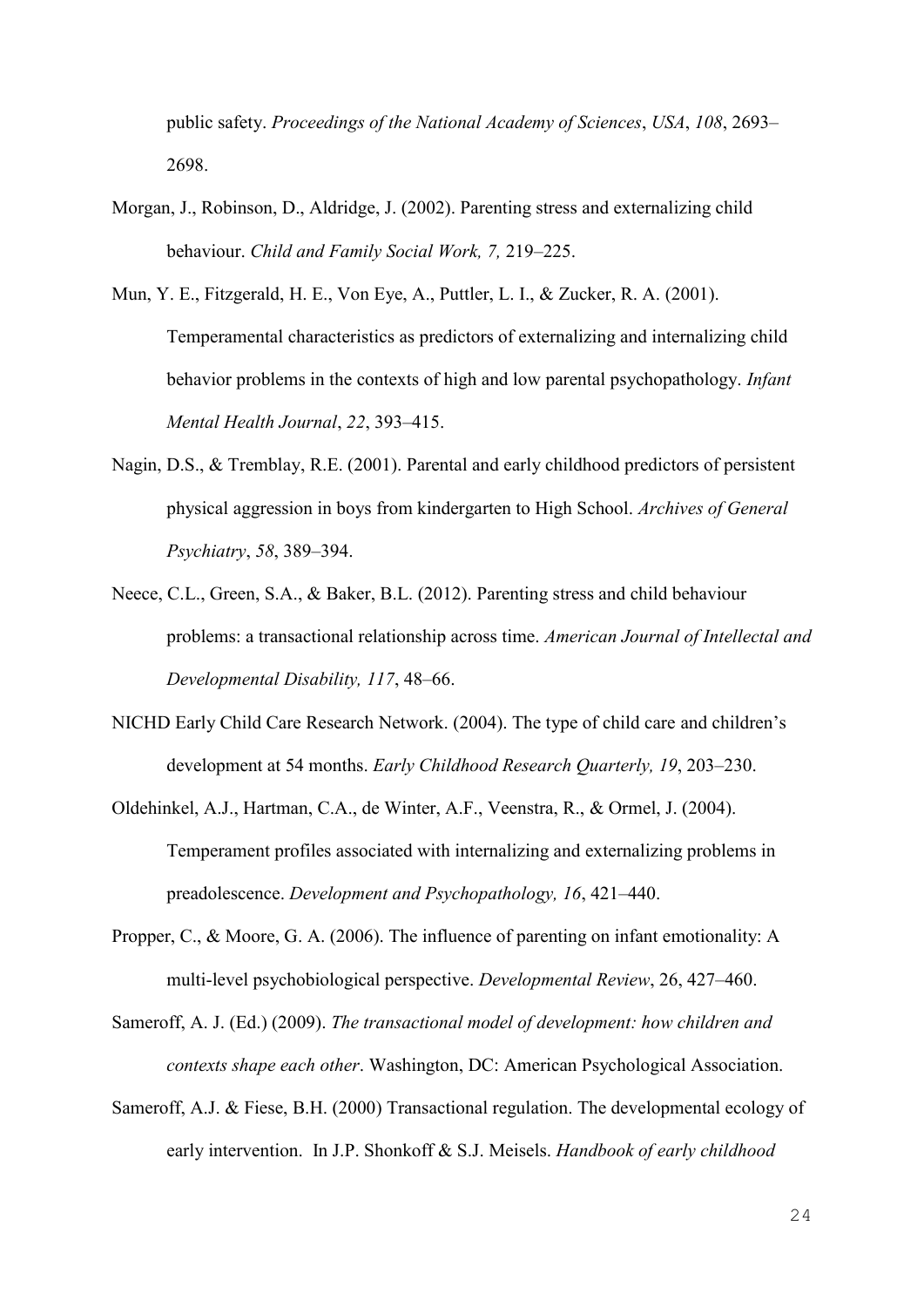public safety. *Proceedings of the National Academy of Sciences*, *USA*, *108*, 2693–2698.

Morgan, J., Robinson, D., Aldridge, J. (2002). Parenting stress and externalizing child behaviour. *Child and Family Social Work, 7,* 219–225.

Mun, Y. E., Fitzgerald, H. E., Von Eye, A., Puttler, L. I., & Zucker, R. A. (2001). Temperamental characteristics as predictors of externalizing and internalizing child behavior problems in the contexts of high and low parental psychopathology. *Infant Mental Health Journal*, *22*, 393–415.

Nagin, D.S., & Tremblay, R.E. (2001). Parental and early childhood predictors of persistent physical aggression in boys from kindergarten to High School. *Archives of General Psychiatry*, *58*, 389–394.

Neece, C.L., Green, S.A., & Baker, B.L. (2012). Parenting stress and child behaviour problems: a transactional relationship across time. *American Journal of Intellectal and Developmental Disability, 117*, 48–66.

NICHD Early Child Care Research Network. (2004). The type of child care and children's development at 54 months. *Early Childhood Research Quarterly, 19*, 203–230.

Oldehinkel, A.J., Hartman, C.A., de Winter, A.F., Veenstra, R., & Ormel, J. (2004). Temperament profiles associated with internalizing and externalizing problems in preadolescence. *Development and Psychopathology, 16*, 421–440.

Propper, C., & Moore, G. A. (2006). The influence of parenting on infant emotionality: A multi-level psychobiological perspective. *Developmental Review*, 26, 427–460.

Sameroff, A. J. (Ed.) (2009). *The transactional model of development: how children and contexts shape each other*. Washington, DC: American Psychological Association.

Sameroff, A.J. & Fiese, B.H. (2000) Transactional regulation. The developmental ecology of early intervention. In J.P. Shonkoff & S.J. Meisels. *Handbook of early childhood*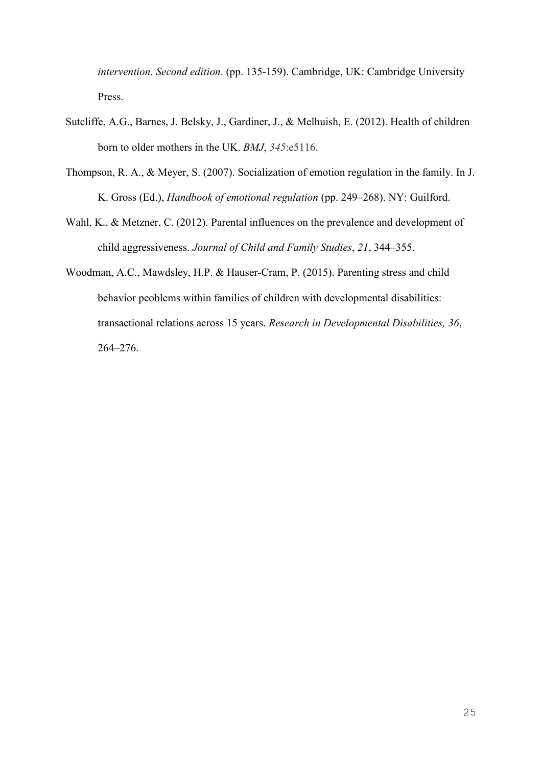*intervention. Second edition*. (pp. 135-159). Cambridge, UK: Cambridge University Press.

Sutcliffe, A.G., Barnes, J. Belsky, J., Gardiner, J., & Melhuish, E. (2012). Health of children born to older mothers in the UK. *BMJ*, *345*:e5116.

Thompson, R. A., & Meyer, S. (2007). Socialization of emotion regulation in the family. In J. K. Gross (Ed.), *Handbook of emotional regulation* (pp. 249–268). NY: Guilford.

Wahl, K., & Metzner, C. (2012). Parental influences on the prevalence and development of child aggressiveness. *Journal of Child and Family Studies*, *21*, 344–355.

Woodman, A.C., Mawdsley, H.P. & Hauser-Cram, P. (2015). Parenting stress and child behavior peoblems within families of children with developmental disabilities: transactional relations across 15 years. *Research in Developmental Disabilities, 36*, 264–276.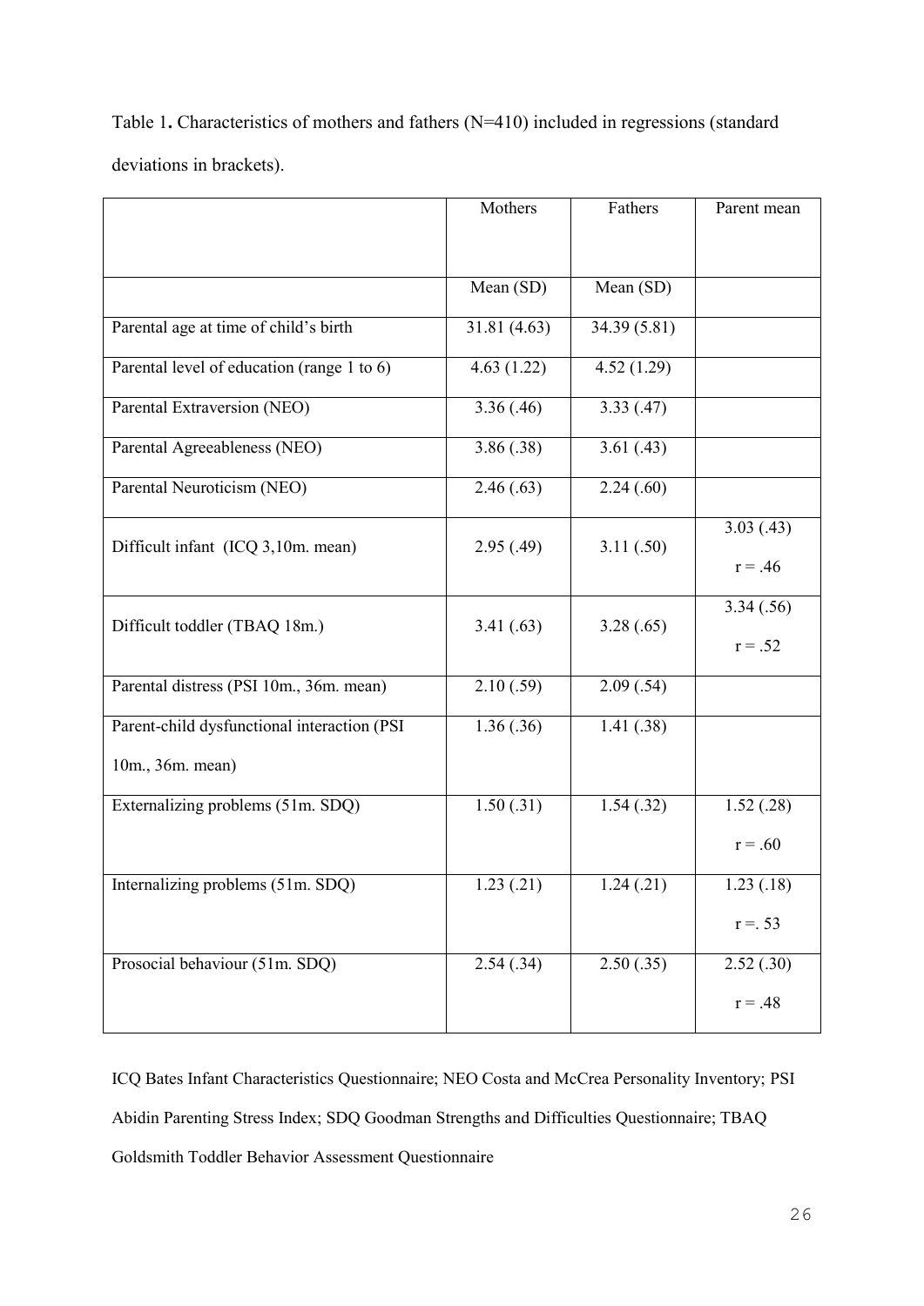Table 1**.** Characteristics of mothers and fathers (N=410) included in regressions (standard deviations in brackets).

| | Mothers | Fathers | Parent mean |
|---|---|---|---|
| | Mean (SD) | Mean (SD) | |
| Parental age at time of child's birth | 31.81 (4.63) | 34.39 (5.81) | |
| Parental level of education (range 1 to 6) | 4.63 (1.22) | 4.52 (1.29) | |
| Parental Extraversion (NEO) | 3.36 (.46) | 3.33 (.47) | |
| Parental Agreeableness (NEO) | 3.86 (.38) | 3.61 (.43) | |
| Parental Neuroticism (NEO) | 2.46 (.63) | 2.24 (.60) | |
| Difficult infant (ICQ 3,10m. mean) | 2.95 (.49) | 3.11 (.50) | 3.03 (.43) r = .46 |
| Difficult toddler (TBAQ 18m.) | 3.41 (.63) | 3.28 (.65) | 3.34 (.56) r = .52 |
| Parental distress (PSI 10m., 36m. mean) | 2.10 (.59) | 2.09 (.54) | |
| Parent-child dysfunctional interaction (PSI 10m., 36m. mean) | 1.36 (.36) | 1.41 (.38) | |
| Externalizing problems (51m. SDQ) | 1.50 (.31) | 1.54 (.32) | 1.52 (.28) r = .60 |
| Internalizing problems (51m. SDQ) | 1.23 (.21) | 1.24 (.21) | 1.23 (.18) r =. 53 |
| Prosocial behaviour (51m. SDQ) | 2.54 (.34) | 2.50 (.35) | 2.52 (.30) r = .48 |

ICQ Bates Infant Characteristics Questionnaire; NEO Costa and McCrea Personality Inventory; PSI Abidin Parenting Stress Index; SDQ Goodman Strengths and Difficulties Questionnaire; TBAQ Goldsmith Toddler Behavior Assessment Questionnaire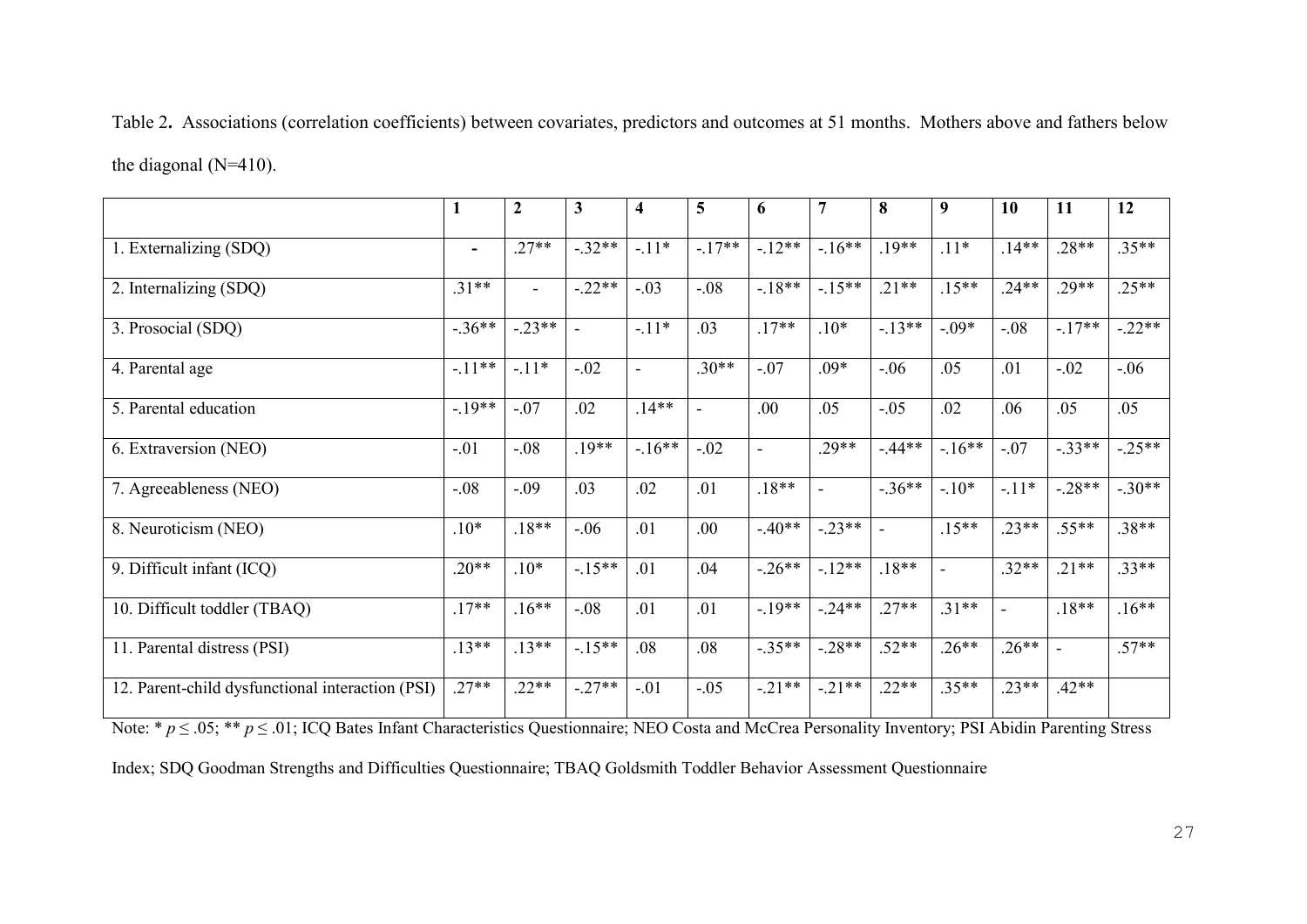Table 2**.** Associations (correlation coefficients) between covariates, predictors and outcomes at 51 months. Mothers above and fathers below the diagonal (N=410).

| | **1** | **2** | **3** | **4** | **5** | **6** | **7** | **8** | **9** | **10** | **11** | **12** |
|---|---|---|---|---|---|---|---|---|---|---|---|---|
| 1. Externalizing (SDQ) | - | .27** | -.32** | -.11* | -.17** | -.12** | -.16** | .19** | .11* | .14** | .28** | .35** |
| 2. Internalizing (SDQ) | .31** | - | -.22** | -.03 | -.08 | -.18** | -.15** | .21** | .15** | .24** | .29** | .25** |
| 3. Prosocial (SDQ) | -.36** | -.23** | - | -.11* | .03 | .17** | .10* | -.13** | -.09* | -.08 | -.17** | -.22** |
| 4. Parental age | -.11** | -.11* | -.02 | - | .30** | -.07 | .09* | -.06 | .05 | .01 | -.02 | -.06 |
| 5. Parental education | -.19** | -.07 | .02 | .14** | - | .00 | .05 | -.05 | .02 | .06 | .05 | .05 |
| 6. Extraversion (NEO) | -.01 | -.08 | .19** | -.16** | -.02 | - | .29** | -.44** | -.16** | -.07 | -.33** | -.25** |
| 7. Agreeableness (NEO) | -.08 | -.09 | .03 | .02 | .01 | .18** | - | -.36** | -.10* | -.11* | -.28** | -.30** |
| 8. Neuroticism (NEO) | .10* | .18** | -.06 | .01 | .00 | -.40** | -.23** | - | .15** | .23** | .55** | .38** |
| 9. Difficult infant (ICQ) | .20** | .10* | -.15** | .01 | .04 | -.26** | -.12** | .18** | - | .32** | .21** | .33** |
| 10. Difficult toddler (TBAQ) | .17** | .16** | -.08 | .01 | .01 | -.19** | -.24** | .27** | .31** | - | .18** | .16** |
| 11. Parental distress (PSI) | .13** | .13** | -.15** | .08 | .08 | -.35** | -.28** | .52** | .26** | .26** | - | .57** |
| 12. Parent-child dysfunctional interaction (PSI) | .27** | .22** | -.27** | -.01 | -.05 | -.21** | -.21** | .22** | .35** | .23** | .42** | |

Note: * $p \leq .05$; ** $p \leq .01$; ICQ Bates Infant Characteristics Questionnaire; NEO Costa and McCrea Personality Inventory; PSI Abidin Parenting Stress Index; SDQ Goodman Strengths and Difficulties Questionnaire; TBAQ Goldsmith Toddler Behavior Assessment Questionnaire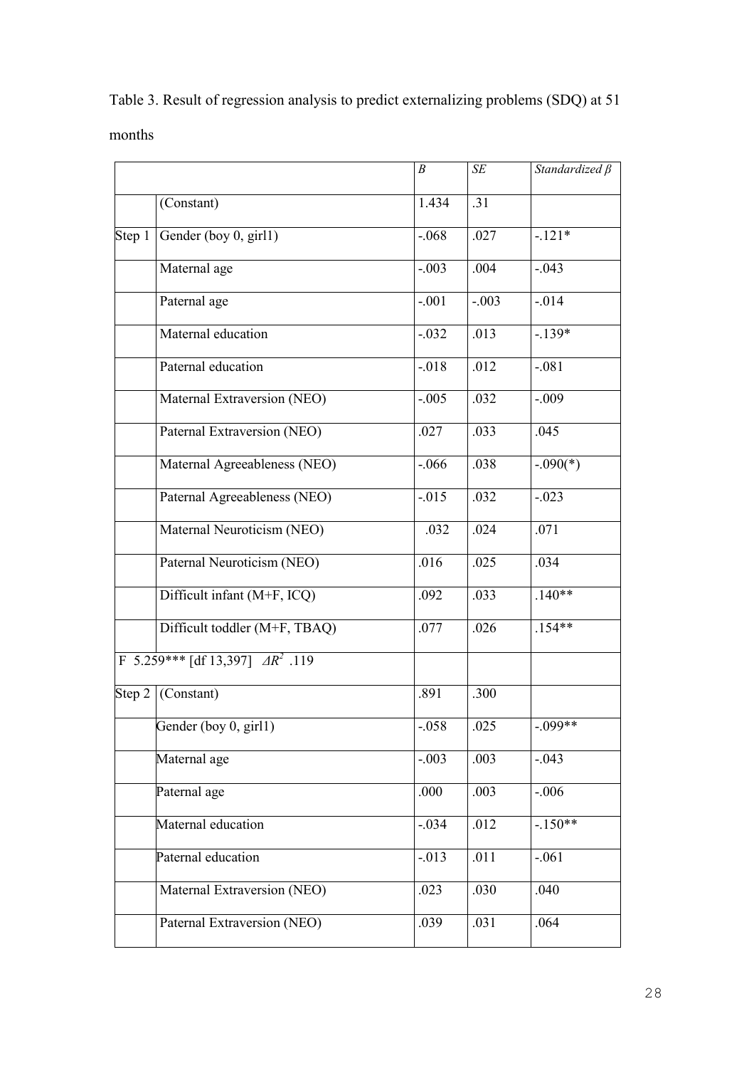Table 3. Result of regression analysis to predict externalizing problems (SDQ) at 51 months

| | | *B* | *SE* | *Standardized β* |
|---|---|---|---|---|
| | (Constant) | 1.434 | .31 | |
| Step 1 | Gender (boy 0, girl1) | -.068 | .027 | -.121* |
| | Maternal age | -.003 | .004 | -.043 |
| | Paternal age | -.001 | -.003 | -.014 |
| | Maternal education | -.032 | .013 | -.139* |
| | Paternal education | -.018 | .012 | -.081 |
| | Maternal Extraversion (NEO) | -.005 | .032 | -.009 |
| | Paternal Extraversion (NEO) | .027 | .033 | .045 |
| | Maternal Agreeableness (NEO) | -.066 | .038 | -.090(*) |
| | Paternal Agreeableness (NEO) | -.015 | .032 | -.023 |
| | Maternal Neuroticism (NEO) | .032 | .024 | .071 |
| | Paternal Neuroticism (NEO) | .016 | .025 | .034 |
| | Difficult infant (M+F, ICQ) | .092 | .033 | .140** |
| | Difficult toddler (M+F, TBAQ) | .077 | .026 | .154** |
| F 5.259*** [df 13,397] $\Delta R^2$ .119 | | | | |
| Step 2 | (Constant) | .891 | .300 | |
| | Gender (boy 0, girl1) | -.058 | .025 | -.099** |
| | Maternal age | -.003 | .003 | -.043 |
| | Paternal age | .000 | .003 | -.006 |
| | Maternal education | -.034 | .012 | -.150** |
| | Paternal education | -.013 | .011 | -.061 |
| | Maternal Extraversion (NEO) | .023 | .030 | .040 |
| | Paternal Extraversion (NEO) | .039 | .031 | .064 |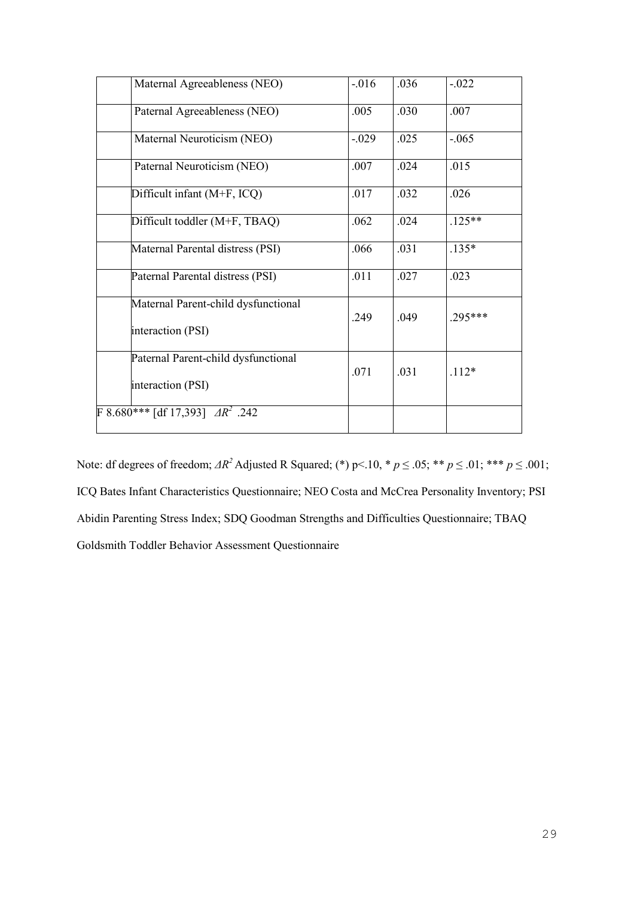| | | | | |
|---|---|---|---|---|
| | Maternal Agreeableness (NEO) | -.016 | .036 | -.022 |
| | Paternal Agreeableness (NEO) | .005 | .030 | .007 |
| | Maternal Neuroticism (NEO) | -.029 | .025 | -.065 |
| | Paternal Neuroticism (NEO) | .007 | .024 | .015 |
| | Difficult infant (M+F, ICQ) | .017 | .032 | .026 |
| | Difficult toddler (M+F, TBAQ) | .062 | .024 | .125** |
| | Maternal Parental distress (PSI) | .066 | .031 | .135* |
| | Paternal Parental distress (PSI) | .011 | .027 | .023 |
| | Maternal Parent-child dysfunctional interaction (PSI) | .249 | .049 | .295*** |
| | Paternal Parent-child dysfunctional interaction (PSI) | .071 | .031 | .112* |
| F 8.680*** [df 17,393] $\Delta R^2$ .242 | | | | |

Note: df degrees of freedom; $\Delta R^2$ Adjusted R Squared; (*) p<.10, * $p \leq .05$; ** $p \leq .01$; *** $p \leq .001$; ICQ Bates Infant Characteristics Questionnaire; NEO Costa and McCrea Personality Inventory; PSI Abidin Parenting Stress Index; SDQ Goodman Strengths and Difficulties Questionnaire; TBAQ Goldsmith Toddler Behavior Assessment Questionnaire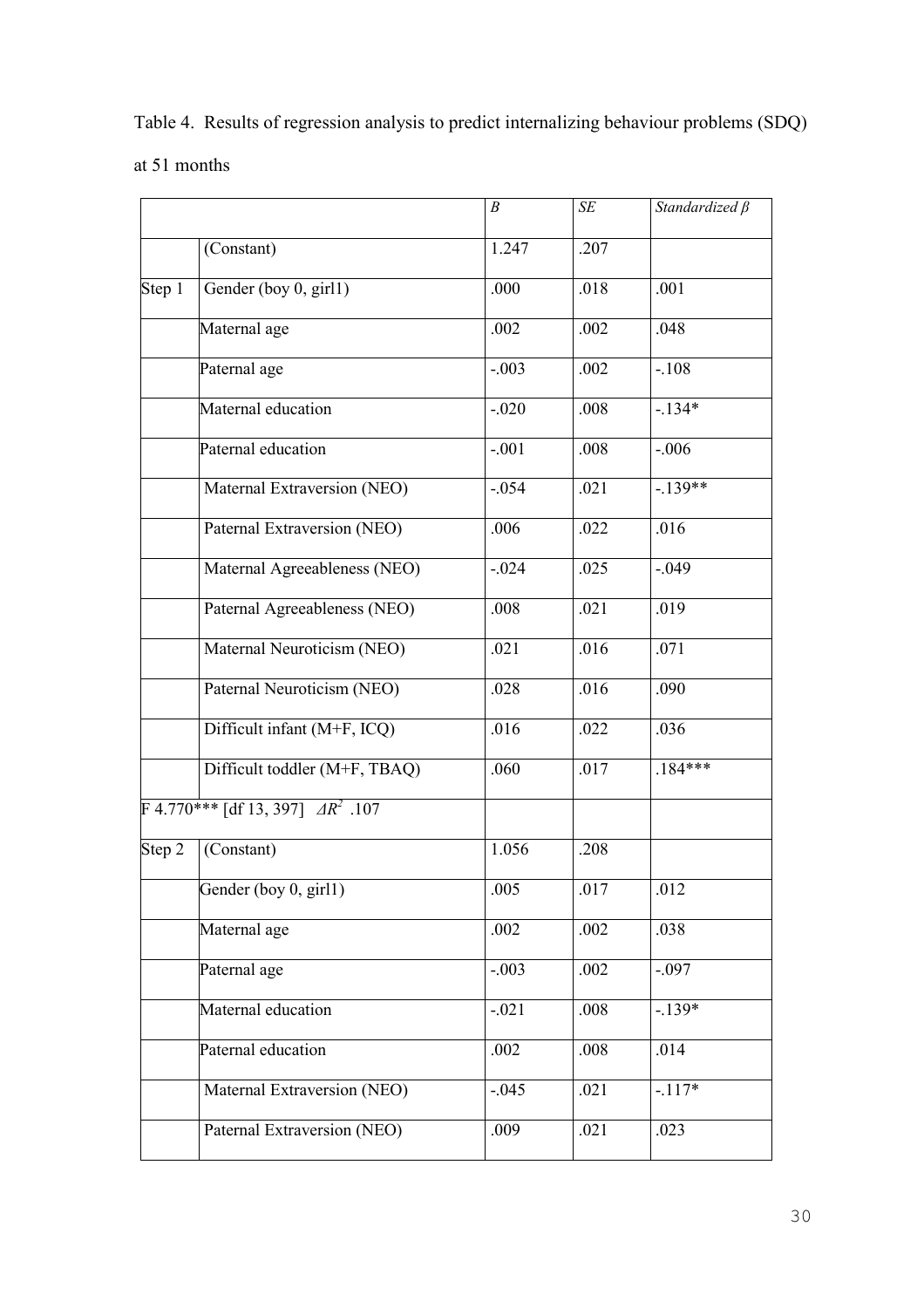Table 4. Results of regression analysis to predict internalizing behaviour problems (SDQ) at 51 months

| | | *B* | *SE* | *Standardized β* |
|---|---|---|---|---|
| | (Constant) | 1.247 | .207 | |
| Step 1 | Gender (boy 0, girl1) | .000 | .018 | .001 |
| | Maternal age | .002 | .002 | .048 |
| | Paternal age | -.003 | .002 | -.108 |
| | Maternal education | -.020 | .008 | -.134* |
| | Paternal education | -.001 | .008 | -.006 |
| | Maternal Extraversion (NEO) | -.054 | .021 | -.139** |
| | Paternal Extraversion (NEO) | .006 | .022 | .016 |
| | Maternal Agreeableness (NEO) | -.024 | .025 | -.049 |
| | Paternal Agreeableness (NEO) | .008 | .021 | .019 |
| | Maternal Neuroticism (NEO) | .021 | .016 | .071 |
| | Paternal Neuroticism (NEO) | .028 | .016 | .090 |
| | Difficult infant (M+F, ICQ) | .016 | .022 | .036 |
| | Difficult toddler (M+F, TBAQ) | .060 | .017 | .184*** |
| F 4.770*** [df 13, 397] $\Delta R^2$ .107 | | | | |
| Step 2 | (Constant) | 1.056 | .208 | |
| | Gender (boy 0, girl1) | .005 | .017 | .012 |
| | Maternal age | .002 | .002 | .038 |
| | Paternal age | -.003 | .002 | -.097 |
| | Maternal education | -.021 | .008 | -.139* |
| | Paternal education | .002 | .008 | .014 |
| | Maternal Extraversion (NEO) | -.045 | .021 | -.117* |
| | Paternal Extraversion (NEO) | .009 | .021 | .023 |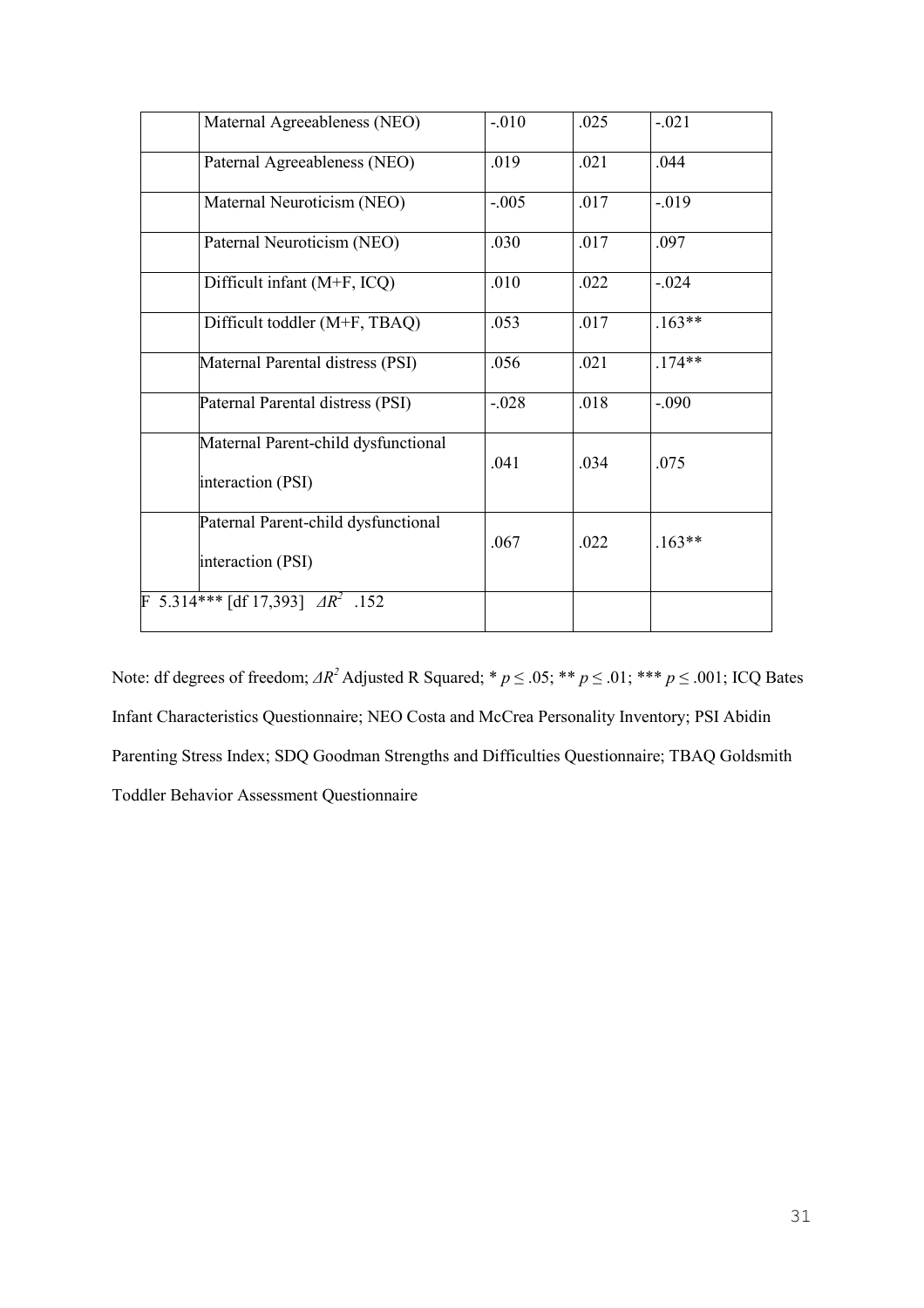| | | | | |
|---|---|---|---|---|
| | Maternal Agreeableness (NEO) | -.010 | .025 | -.021 |
| | Paternal Agreeableness (NEO) | .019 | .021 | .044 |
| | Maternal Neuroticism (NEO) | -.005 | .017 | -.019 |
| | Paternal Neuroticism (NEO) | .030 | .017 | .097 |
| | Difficult infant (M+F, ICQ) | .010 | .022 | -.024 |
| | Difficult toddler (M+F, TBAQ) | .053 | .017 | .163** |
| | Maternal Parental distress (PSI) | .056 | .021 | .174** |
| | Paternal Parental distress (PSI) | -.028 | .018 | -.090 |
| | Maternal Parent-child dysfunctional interaction (PSI) | .041 | .034 | .075 |
| | Paternal Parent-child dysfunctional interaction (PSI) | .067 | .022 | .163** |
| F 5.314*** [df 17,393] $\Delta R^2$ .152 | | | | |

Note: df degrees of freedom; $\Delta R^2$ Adjusted R Squared; * $p \leq .05$; ** $p \leq .01$; *** $p \leq .001$; ICQ Bates Infant Characteristics Questionnaire; NEO Costa and McCrea Personality Inventory; PSI Abidin Parenting Stress Index; SDQ Goodman Strengths and Difficulties Questionnaire; TBAQ Goldsmith Toddler Behavior Assessment Questionnaire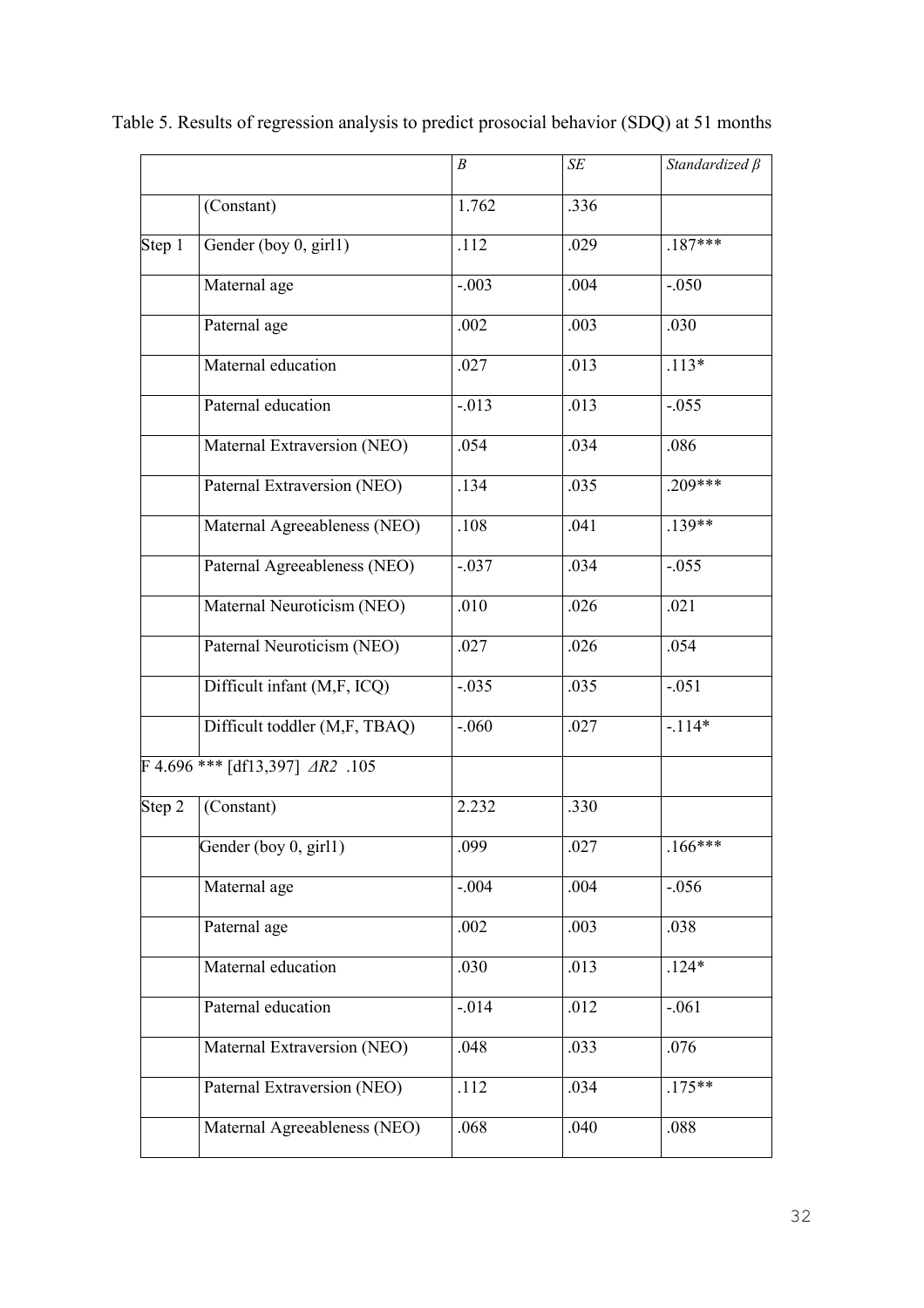Table 5. Results of regression analysis to predict prosocial behavior (SDQ) at 51 months

| | | *B* | *SE* | *Standardized β* |
|---|---|---|---|---|
| | (Constant) | 1.762 | .336 | |
| Step 1 | Gender (boy 0, girl1) | .112 | .029 | .187*** |
| | Maternal age | -.003 | .004 | -.050 |
| | Paternal age | .002 | .003 | .030 |
| | Maternal education | .027 | .013 | .113* |
| | Paternal education | -.013 | .013 | -.055 |
| | Maternal Extraversion (NEO) | .054 | .034 | .086 |
| | Paternal Extraversion (NEO) | .134 | .035 | .209*** |
| | Maternal Agreeableness (NEO) | .108 | .041 | .139** |
| | Paternal Agreeableness (NEO) | -.037 | .034 | -.055 |
| | Maternal Neuroticism (NEO) | .010 | .026 | .021 |
| | Paternal Neuroticism (NEO) | .027 | .026 | .054 |
| | Difficult infant (M,F, ICQ) | -.035 | .035 | -.051 |
| | Difficult toddler (M,F, TBAQ) | -.060 | .027 | -.114* |
| F 4.696 *** [df13,397] *ΔR2* .105 | | | | |
| Step 2 | (Constant) | 2.232 | .330 | |
| | Gender (boy 0, girl1) | .099 | .027 | .166*** |
| | Maternal age | -.004 | .004 | -.056 |
| | Paternal age | .002 | .003 | .038 |
| | Maternal education | .030 | .013 | .124* |
| | Paternal education | -.014 | .012 | -.061 |
| | Maternal Extraversion (NEO) | .048 | .033 | .076 |
| | Paternal Extraversion (NEO) | .112 | .034 | .175** |
| | Maternal Agreeableness (NEO) | .068 | .040 | .088 |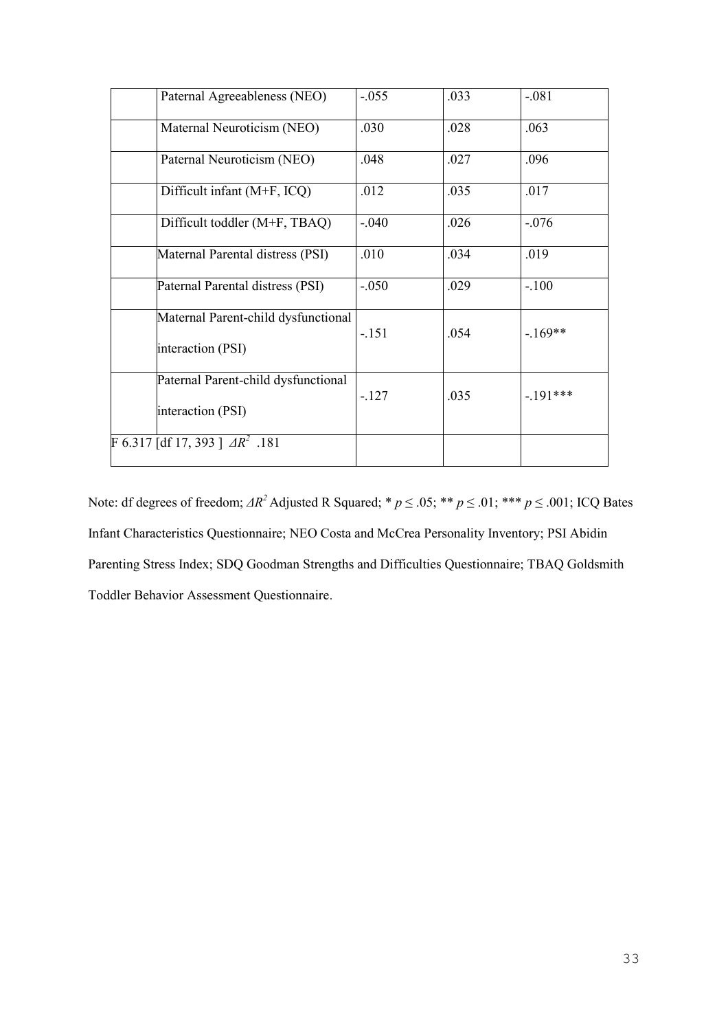| | | | | |
|---|---|---|---|---|
| | Paternal Agreeableness (NEO) | -.055 | .033 | -.081 |
| | Maternal Neuroticism (NEO) | .030 | .028 | .063 |
| | Paternal Neuroticism (NEO) | .048 | .027 | .096 |
| | Difficult infant (M+F, ICQ) | .012 | .035 | .017 |
| | Difficult toddler (M+F, TBAQ) | -.040 | .026 | -.076 |
| | Maternal Parental distress (PSI) | .010 | .034 | .019 |
| | Paternal Parental distress (PSI) | -.050 | .029 | -.100 |
| | Maternal Parent-child dysfunctional interaction (PSI) | -.151 | .054 | -.169** |
| | Paternal Parent-child dysfunctional interaction (PSI) | -.127 | .035 | -.191*** |
| F 6.317 [df 17, 393 ] $\Delta R^2$ .181 | | | | |

Note: df degrees of freedom; $\Delta R^2$ Adjusted R Squared; * $p \leq .05$; ** $p \leq .01$; *** $p \leq .001$; ICQ Bates Infant Characteristics Questionnaire; NEO Costa and McCrea Personality Inventory; PSI Abidin Parenting Stress Index; SDQ Goodman Strengths and Difficulties Questionnaire; TBAQ Goldsmith Toddler Behavior Assessment Questionnaire.